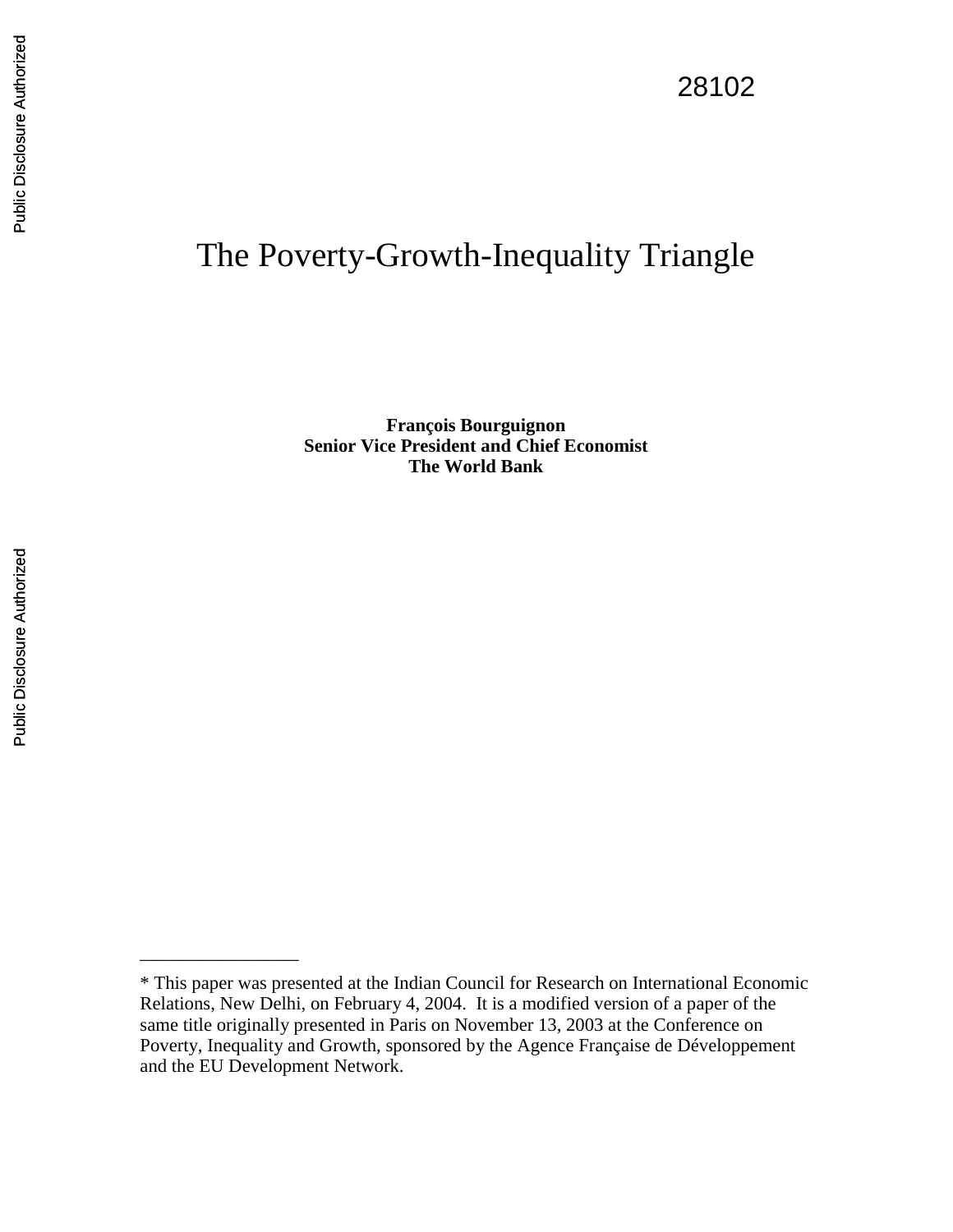28102

# The Poverty-Growth-Inequality Triangle

**François Bourguignon**
**Senior Vice President and Chief Economist**
**The World Bank**

---

* This paper was presented at the Indian Council for Research on International Economic Relations, New Delhi, on February 4, 2004. It is a modified version of a paper of the same title originally presented in Paris on November 13, 2003 at the Conference on Poverty, Inequality and Growth, sponsored by the Agence Française de Développement and the EU Development Network.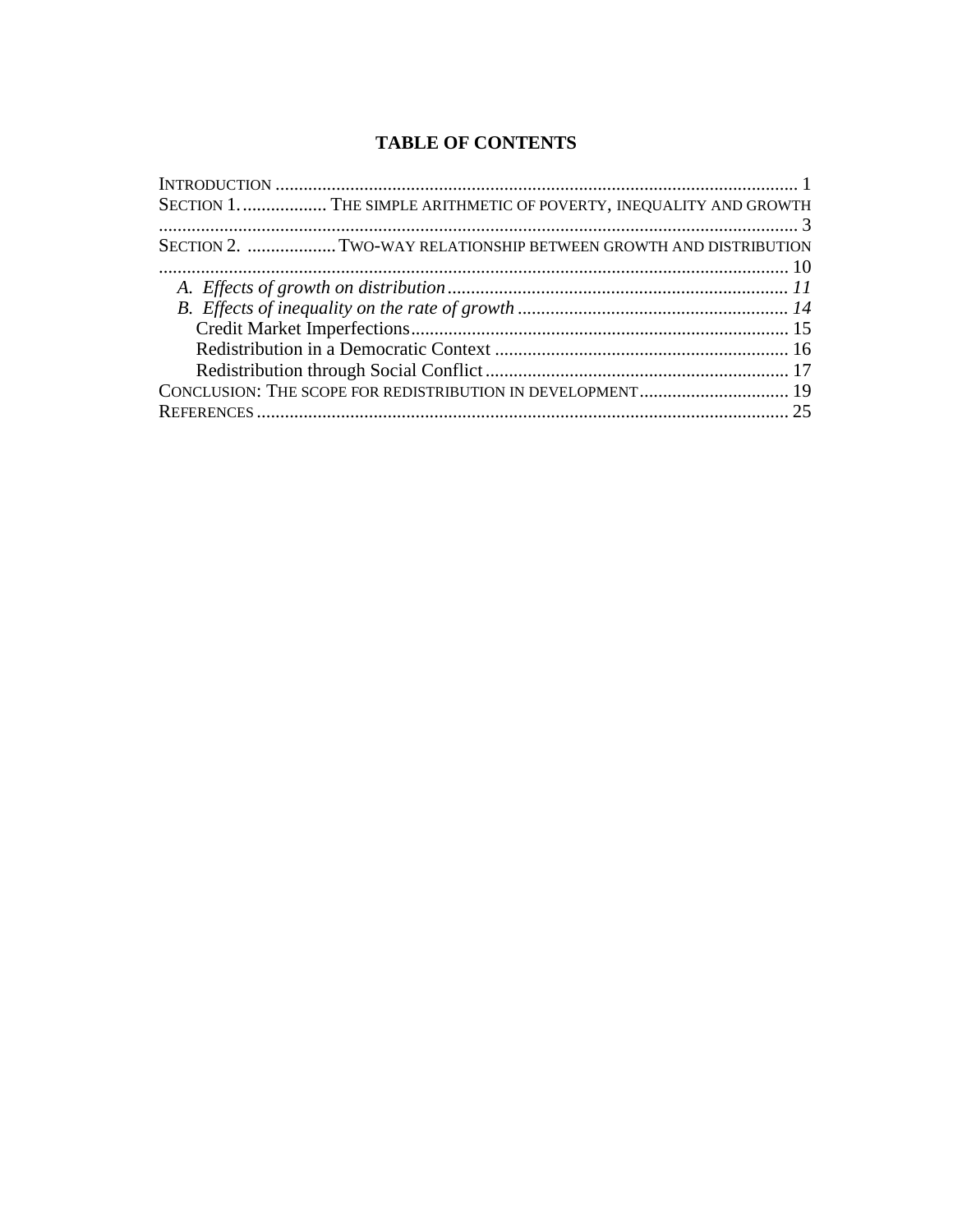# TABLE OF CONTENTS

INTRODUCTION ........................................................................................................ 1

SECTION 1. .................. THE SIMPLE ARITHMETIC OF POVERTY, INEQUALITY AND GROWTH ......................................................................................................................... 3

SECTION 2. ................... TWO-WAY RELATIONSHIP BETWEEN GROWTH AND DISTRIBUTION ....................................................................................................................... 10

- *A. Effects of growth on distribution ........................................................................ 11*
- *B. Effects of inequality on the rate of growth .......................................................... 14*
  - Credit Market Imperfections................................................................................. 15
  - Redistribution in a Democratic Context ............................................................... 16
  - Redistribution through Social Conflict ................................................................. 17

CONCLUSION: THE SCOPE FOR REDISTRIBUTION IN DEVELOPMENT................................ 19

REFERENCES ........................................................................................................ 25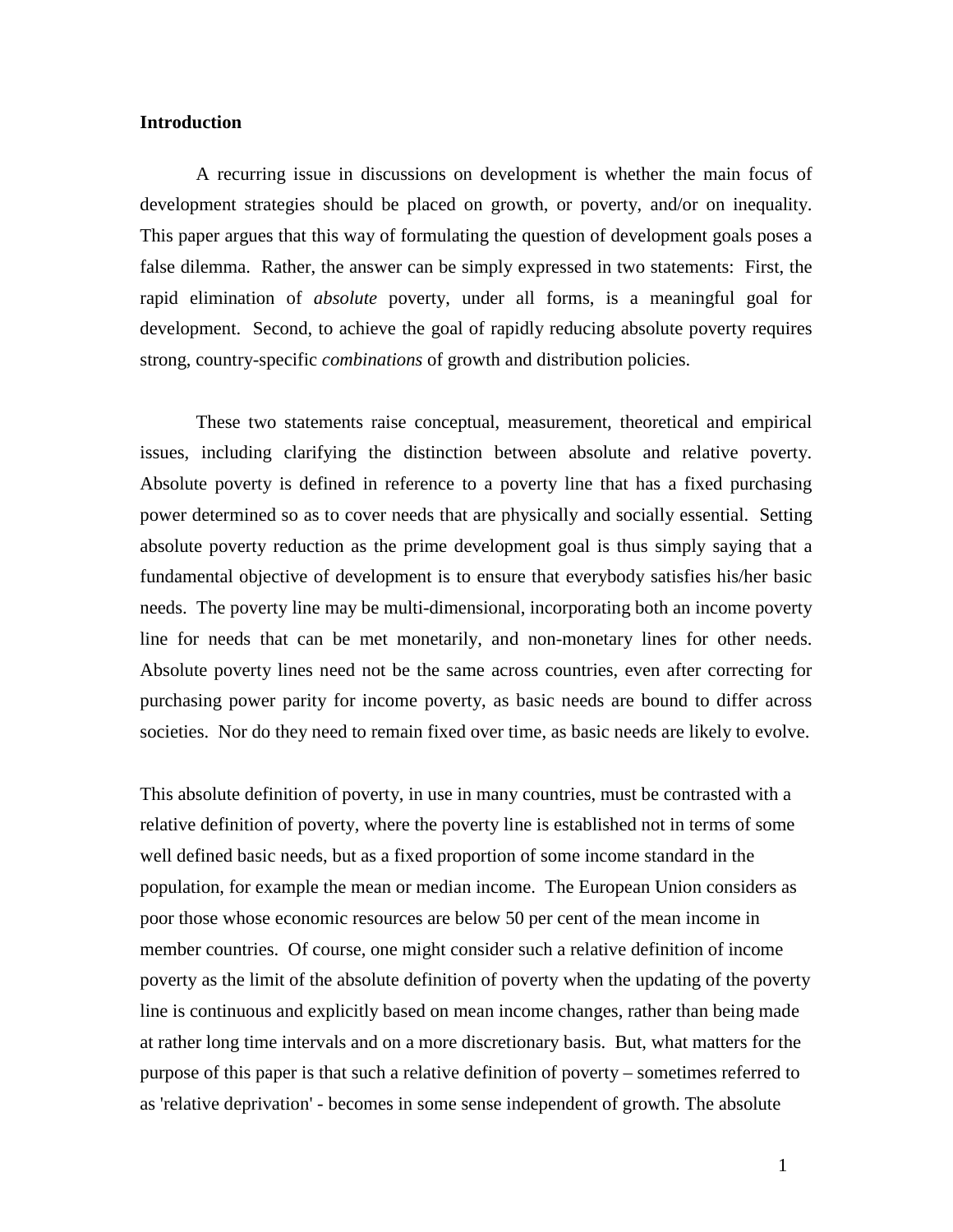**Introduction**

A recurring issue in discussions on development is whether the main focus of development strategies should be placed on growth, or poverty, and/or on inequality. This paper argues that this way of formulating the question of development goals poses a false dilemma. Rather, the answer can be simply expressed in two statements: First, the rapid elimination of *absolute* poverty, under all forms, is a meaningful goal for development. Second, to achieve the goal of rapidly reducing absolute poverty requires strong, country-specific *combinations* of growth and distribution policies.

These two statements raise conceptual, measurement, theoretical and empirical issues, including clarifying the distinction between absolute and relative poverty. Absolute poverty is defined in reference to a poverty line that has a fixed purchasing power determined so as to cover needs that are physically and socially essential. Setting absolute poverty reduction as the prime development goal is thus simply saying that a fundamental objective of development is to ensure that everybody satisfies his/her basic needs. The poverty line may be multi-dimensional, incorporating both an income poverty line for needs that can be met monetarily, and non-monetary lines for other needs. Absolute poverty lines need not be the same across countries, even after correcting for purchasing power parity for income poverty, as basic needs are bound to differ across societies. Nor do they need to remain fixed over time, as basic needs are likely to evolve.

This absolute definition of poverty, in use in many countries, must be contrasted with a relative definition of poverty, where the poverty line is established not in terms of some well defined basic needs, but as a fixed proportion of some income standard in the population, for example the mean or median income. The European Union considers as poor those whose economic resources are below 50 per cent of the mean income in member countries. Of course, one might consider such a relative definition of income poverty as the limit of the absolute definition of poverty when the updating of the poverty line is continuous and explicitly based on mean income changes, rather than being made at rather long time intervals and on a more discretionary basis. But, what matters for the purpose of this paper is that such a relative definition of poverty – sometimes referred to as 'relative deprivation' - becomes in some sense independent of growth. The absolute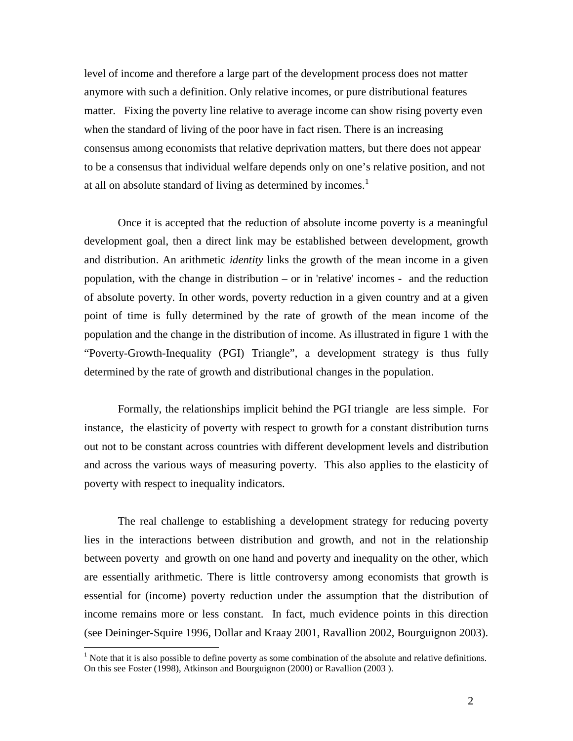level of income and therefore a large part of the development process does not matter anymore with such a definition. Only relative incomes, or pure distributional features matter. Fixing the poverty line relative to average income can show rising poverty even when the standard of living of the poor have in fact risen. There is an increasing consensus among economists that relative deprivation matters, but there does not appear to be a consensus that individual welfare depends only on one's relative position, and not at all on absolute standard of living as determined by incomes.[1]

Once it is accepted that the reduction of absolute income poverty is a meaningful development goal, then a direct link may be established between development, growth and distribution. An arithmetic *identity* links the growth of the mean income in a given population, with the change in distribution – or in 'relative' incomes - and the reduction of absolute poverty. In other words, poverty reduction in a given country and at a given point of time is fully determined by the rate of growth of the mean income of the population and the change in the distribution of income. As illustrated in figure 1 with the "Poverty-Growth-Inequality (PGI) Triangle", a development strategy is thus fully determined by the rate of growth and distributional changes in the population.

Formally, the relationships implicit behind the PGI triangle are less simple. For instance, the elasticity of poverty with respect to growth for a constant distribution turns out not to be constant across countries with different development levels and distribution and across the various ways of measuring poverty. This also applies to the elasticity of poverty with respect to inequality indicators.

The real challenge to establishing a development strategy for reducing poverty lies in the interactions between distribution and growth, and not in the relationship between poverty and growth on one hand and poverty and inequality on the other, which are essentially arithmetic. There is little controversy among economists that growth is essential for (income) poverty reduction under the assumption that the distribution of income remains more or less constant. In fact, much evidence points in this direction (see Deininger-Squire 1996, Dollar and Kraay 2001, Ravallion 2002, Bourguignon 2003).

[1] Note that it is also possible to define poverty as some combination of the absolute and relative definitions. On this see Foster (1998), Atkinson and Bourguignon (2000) or Ravallion (2003 ).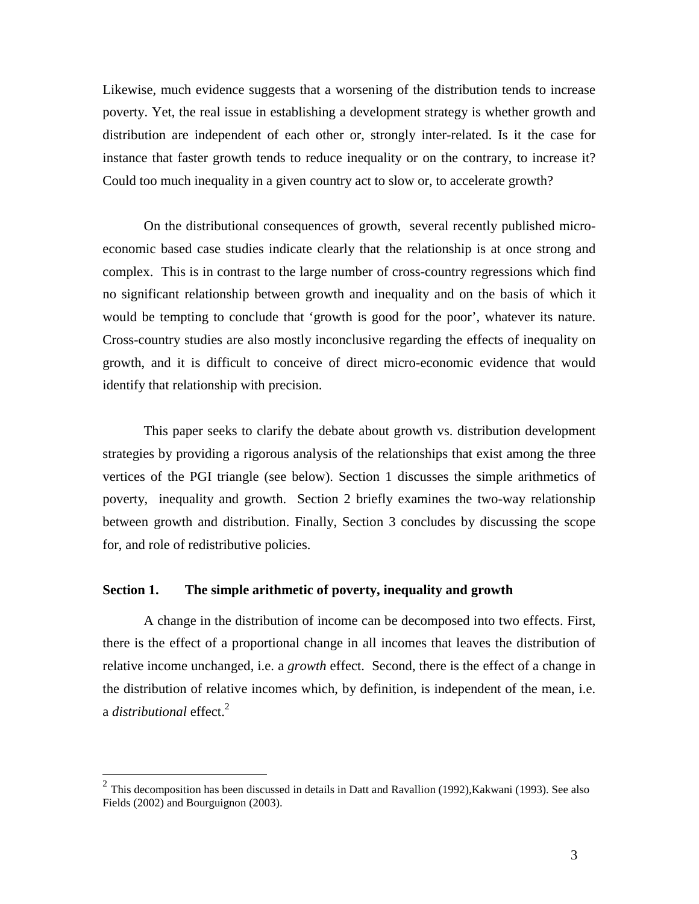Likewise, much evidence suggests that a worsening of the distribution tends to increase poverty. Yet, the real issue in establishing a development strategy is whether growth and distribution are independent of each other or, strongly inter-related. Is it the case for instance that faster growth tends to reduce inequality or on the contrary, to increase it? Could too much inequality in a given country act to slow or, to accelerate growth?

On the distributional consequences of growth, several recently published micro-economic based case studies indicate clearly that the relationship is at once strong and complex. This is in contrast to the large number of cross-country regressions which find no significant relationship between growth and inequality and on the basis of which it would be tempting to conclude that 'growth is good for the poor', whatever its nature. Cross-country studies are also mostly inconclusive regarding the effects of inequality on growth, and it is difficult to conceive of direct micro-economic evidence that would identify that relationship with precision.

This paper seeks to clarify the debate about growth vs. distribution development strategies by providing a rigorous analysis of the relationships that exist among the three vertices of the PGI triangle (see below). Section 1 discusses the simple arithmetics of poverty, inequality and growth. Section 2 briefly examines the two-way relationship between growth and distribution. Finally, Section 3 concludes by discussing the scope for, and role of redistributive policies.

## Section 1. The simple arithmetic of poverty, inequality and growth

A change in the distribution of income can be decomposed into two effects. First, there is the effect of a proportional change in all incomes that leaves the distribution of relative income unchanged, i.e. a *growth* effect. Second, there is the effect of a change in the distribution of relative incomes which, by definition, is independent of the mean, i.e. a *distributional* effect.[2]

---

[2] This decomposition has been discussed in details in Datt and Ravallion (1992),Kakwani (1993). See also Fields (2002) and Bourguignon (2003).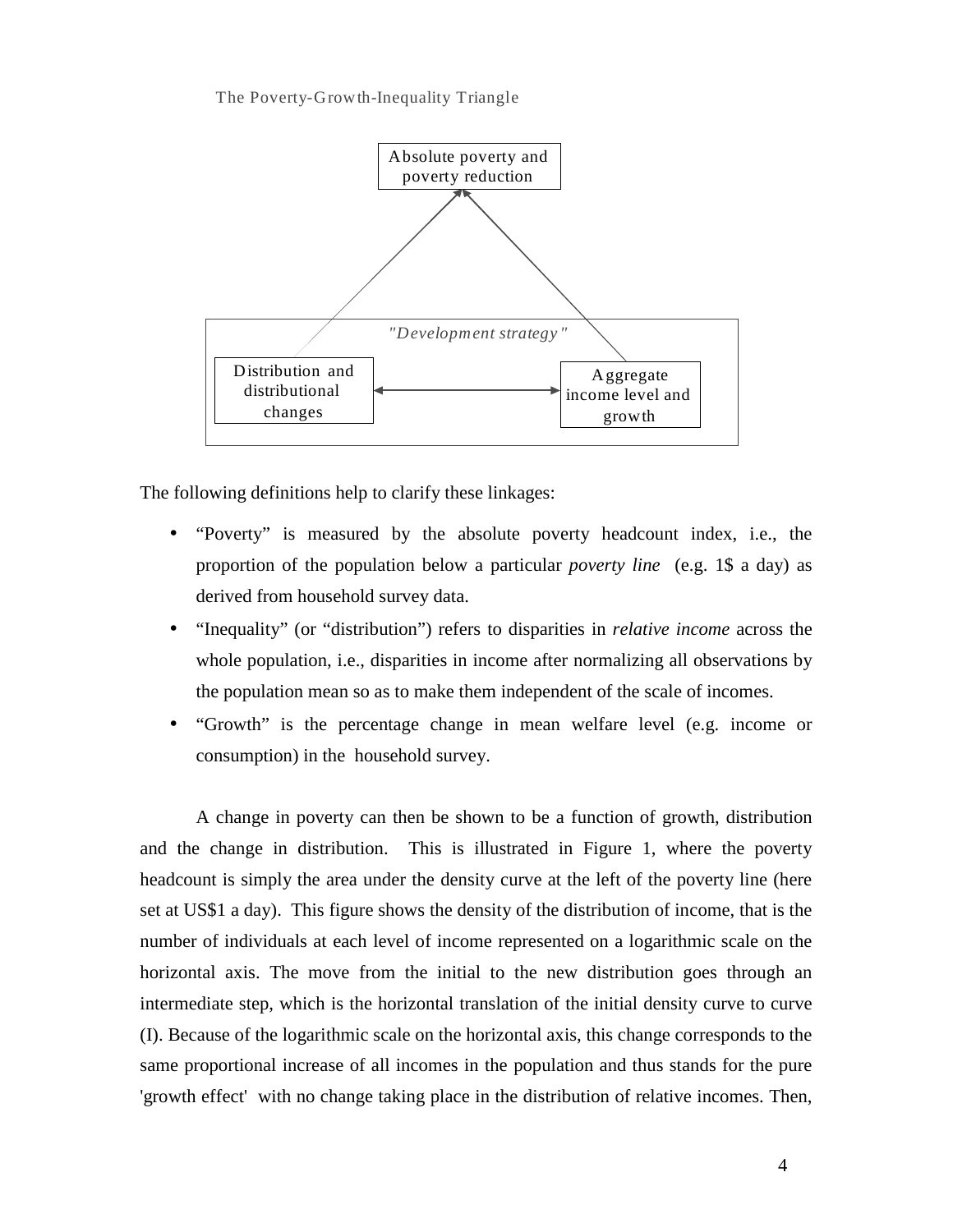The Poverty-Growth-Inequality Triangle

Absolute poverty and poverty reduction

*"Development strategy"*

Distribution and distributional changes

Aggregate income level and growth

The following definitions help to clarify these linkages:

- "Poverty" is measured by the absolute poverty headcount index, i.e., the proportion of the population below a particular *poverty line* (e.g. 1$ a day) as derived from household survey data.
- "Inequality" (or "distribution") refers to disparities in *relative income* across the whole population, i.e., disparities in income after normalizing all observations by the population mean so as to make them independent of the scale of incomes.
- "Growth" is the percentage change in mean welfare level (e.g. income or consumption) in the household survey.

A change in poverty can then be shown to be a function of growth, distribution and the change in distribution. This is illustrated in Figure 1, where the poverty headcount is simply the area under the density curve at the left of the poverty line (here set at US$1 a day). This figure shows the density of the distribution of income, that is the number of individuals at each level of income represented on a logarithmic scale on the horizontal axis. The move from the initial to the new distribution goes through an intermediate step, which is the horizontal translation of the initial density curve to curve (I). Because of the logarithmic scale on the horizontal axis, this change corresponds to the same proportional increase of all incomes in the population and thus stands for the pure 'growth effect' with no change taking place in the distribution of relative incomes. Then,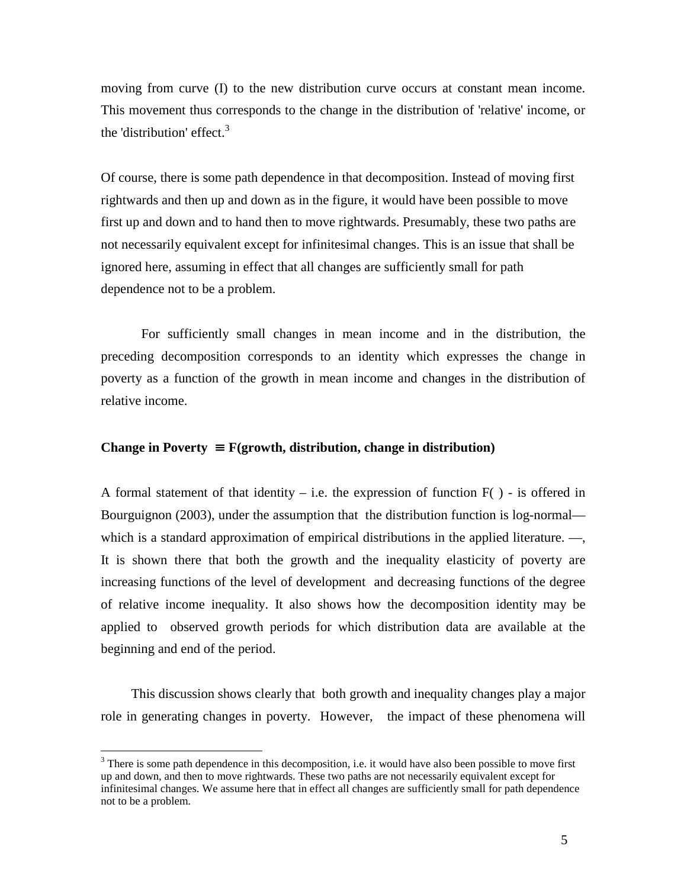moving from curve (I) to the new distribution curve occurs at constant mean income. This movement thus corresponds to the change in the distribution of 'relative' income, or the 'distribution' effect.[3]

Of course, there is some path dependence in that decomposition. Instead of moving first rightwards and then up and down as in the figure, it would have been possible to move first up and down and to hand then to move rightwards. Presumably, these two paths are not necessarily equivalent except for infinitesimal changes. This is an issue that shall be ignored here, assuming in effect that all changes are sufficiently small for path dependence not to be a problem.

For sufficiently small changes in mean income and in the distribution, the preceding decomposition corresponds to an identity which expresses the change in poverty as a function of the growth in mean income and changes in the distribution of relative income.

**Change in Poverty $\equiv$ F(growth, distribution, change in distribution)**

A formal statement of that identity – i.e. the expression of function F( ) - is offered in Bourguignon (2003), under the assumption that the distribution function is log-normal— which is a standard approximation of empirical distributions in the applied literature. —, It is shown there that both the growth and the inequality elasticity of poverty are increasing functions of the level of development and decreasing functions of the degree of relative income inequality. It also shows how the decomposition identity may be applied to observed growth periods for which distribution data are available at the beginning and end of the period.

This discussion shows clearly that both growth and inequality changes play a major role in generating changes in poverty. However, the impact of these phenomena will

[3] There is some path dependence in this decomposition, i.e. it would have also been possible to move first up and down, and then to move rightwards. These two paths are not necessarily equivalent except for infinitesimal changes. We assume here that in effect all changes are sufficiently small for path dependence not to be a problem.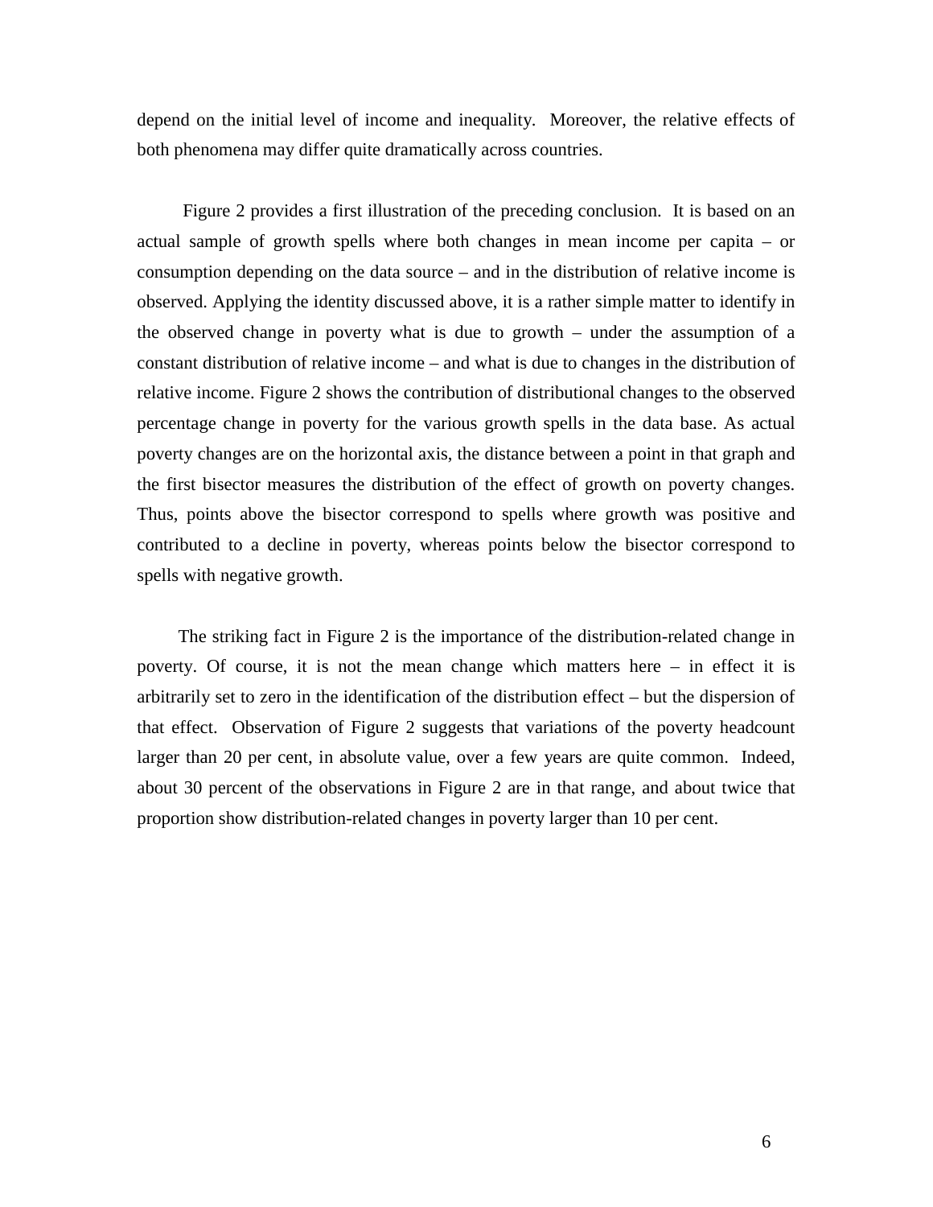depend on the initial level of income and inequality. Moreover, the relative effects of both phenomena may differ quite dramatically across countries.

Figure 2 provides a first illustration of the preceding conclusion. It is based on an actual sample of growth spells where both changes in mean income per capita – or consumption depending on the data source – and in the distribution of relative income is observed. Applying the identity discussed above, it is a rather simple matter to identify in the observed change in poverty what is due to growth – under the assumption of a constant distribution of relative income – and what is due to changes in the distribution of relative income. Figure 2 shows the contribution of distributional changes to the observed percentage change in poverty for the various growth spells in the data base. As actual poverty changes are on the horizontal axis, the distance between a point in that graph and the first bisector measures the distribution of the effect of growth on poverty changes. Thus, points above the bisector correspond to spells where growth was positive and contributed to a decline in poverty, whereas points below the bisector correspond to spells with negative growth.

The striking fact in Figure 2 is the importance of the distribution-related change in poverty. Of course, it is not the mean change which matters here – in effect it is arbitrarily set to zero in the identification of the distribution effect – but the dispersion of that effect. Observation of Figure 2 suggests that variations of the poverty headcount larger than 20 per cent, in absolute value, over a few years are quite common. Indeed, about 30 percent of the observations in Figure 2 are in that range, and about twice that proportion show distribution-related changes in poverty larger than 10 per cent.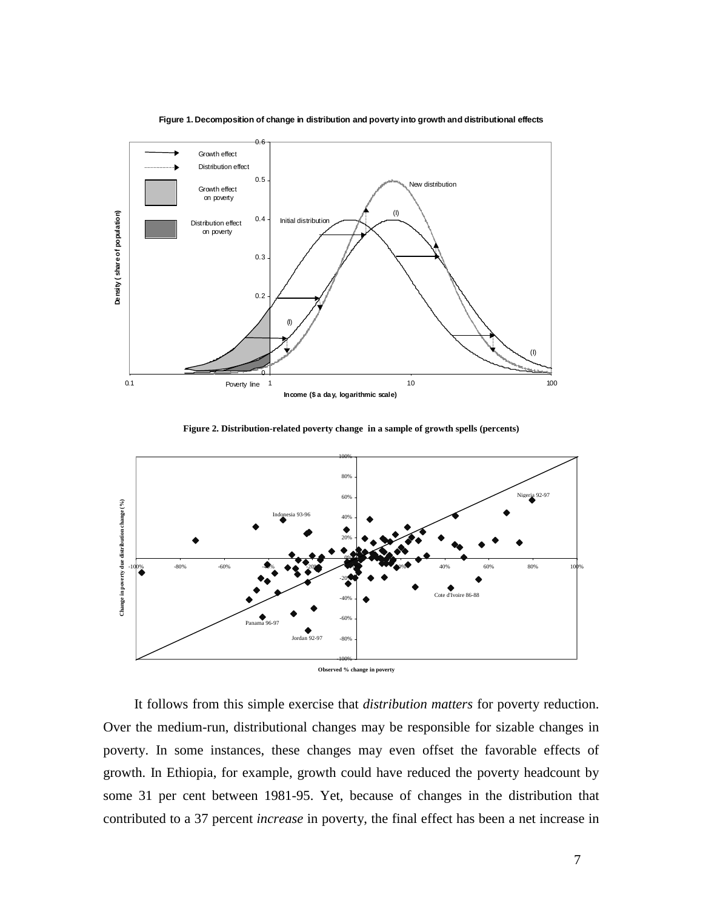**Figure 1. Decomposition of change in distribution and poverty into growth and distributional effects**

**Figure 2. Distribution-related poverty change in a sample of growth spells (percents)**

It follows from this simple exercise that *distribution matters* for poverty reduction. Over the medium-run, distributional changes may be responsible for sizable changes in poverty. In some instances, these changes may even offset the favorable effects of growth. In Ethiopia, for example, growth could have reduced the poverty headcount by some 31 per cent between 1981-95. Yet, because of changes in the distribution that contributed to a 37 percent *increase* in poverty, the final effect has been a net increase in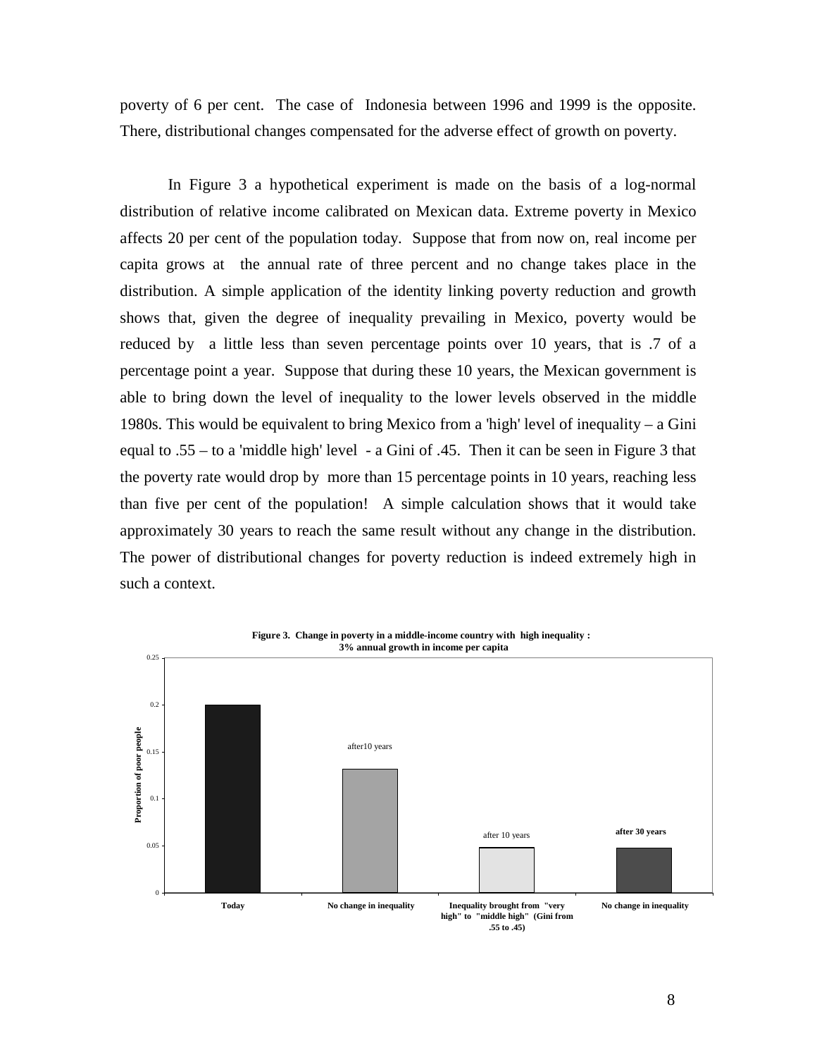poverty of 6 per cent. The case of Indonesia between 1996 and 1999 is the opposite. There, distributional changes compensated for the adverse effect of growth on poverty.

In Figure 3 a hypothetical experiment is made on the basis of a log-normal distribution of relative income calibrated on Mexican data. Extreme poverty in Mexico affects 20 per cent of the population today. Suppose that from now on, real income per capita grows at the annual rate of three percent and no change takes place in the distribution. A simple application of the identity linking poverty reduction and growth shows that, given the degree of inequality prevailing in Mexico, poverty would be reduced by a little less than seven percentage points over 10 years, that is .7 of a percentage point a year. Suppose that during these 10 years, the Mexican government is able to bring down the level of inequality to the lower levels observed in the middle 1980s. This would be equivalent to bring Mexico from a 'high' level of inequality – a Gini equal to .55 – to a 'middle high' level - a Gini of .45. Then it can be seen in Figure 3 that the poverty rate would drop by more than 15 percentage points in 10 years, reaching less than five per cent of the population! A simple calculation shows that it would take approximately 30 years to reach the same result without any change in the distribution. The power of distributional changes for poverty reduction is indeed extremely high in such a context.

**Figure 3. Change in poverty in a middle-income country with high inequality : 3% annual growth in income per capita**

| | Today | No change in inequality (after 10 years) | Inequality brought from "very high" to "middle high" (Gini from .55 to .45) (after 10 years) | No change in inequality (after 30 years) |
|---|---|---|---|---|
| Proportion of poor people | 0.2 | ~0.13 | ~0.05 | ~0.05 |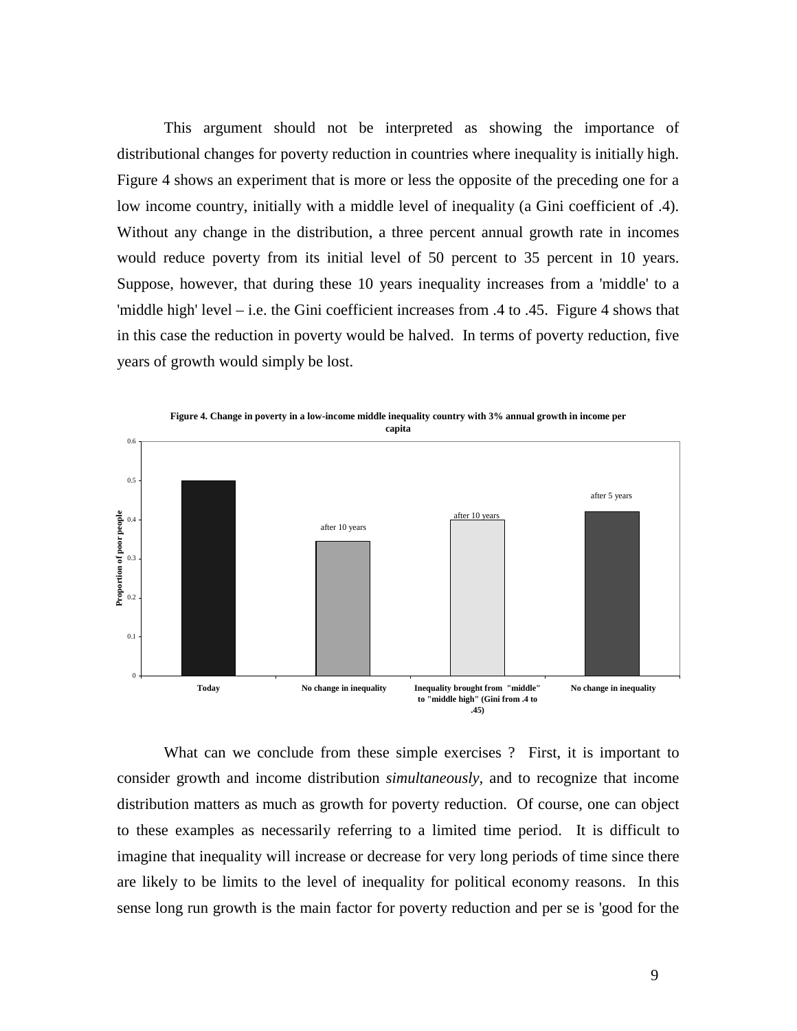This argument should not be interpreted as showing the importance of distributional changes for poverty reduction in countries where inequality is initially high. Figure 4 shows an experiment that is more or less the opposite of the preceding one for a low income country, initially with a middle level of inequality (a Gini coefficient of .4). Without any change in the distribution, a three percent annual growth rate in incomes would reduce poverty from its initial level of 50 percent to 35 percent in 10 years. Suppose, however, that during these 10 years inequality increases from a 'middle' to a 'middle high' level – i.e. the Gini coefficient increases from .4 to .45. Figure 4 shows that in this case the reduction in poverty would be halved. In terms of poverty reduction, five years of growth would simply be lost.

**Figure 4. Change in poverty in a low-income middle inequality country with 3% annual growth in income per capita**

| | Proportion of poor people |
|---|---|
| Today | 0.5 |
| No change in inequality (after 10 years) | 0.345 |
| Inequality brought from "middle" to "middle high" (Gini from .4 to .45) (after 10 years) | 0.4 |
| No change in inequality (after 5 years) | 0.42 |

What can we conclude from these simple exercises ? First, it is important to consider growth and income distribution *simultaneously*, and to recognize that income distribution matters as much as growth for poverty reduction. Of course, one can object to these examples as necessarily referring to a limited time period. It is difficult to imagine that inequality will increase or decrease for very long periods of time since there are likely to be limits to the level of inequality for political economy reasons. In this sense long run growth is the main factor for poverty reduction and per se is 'good for the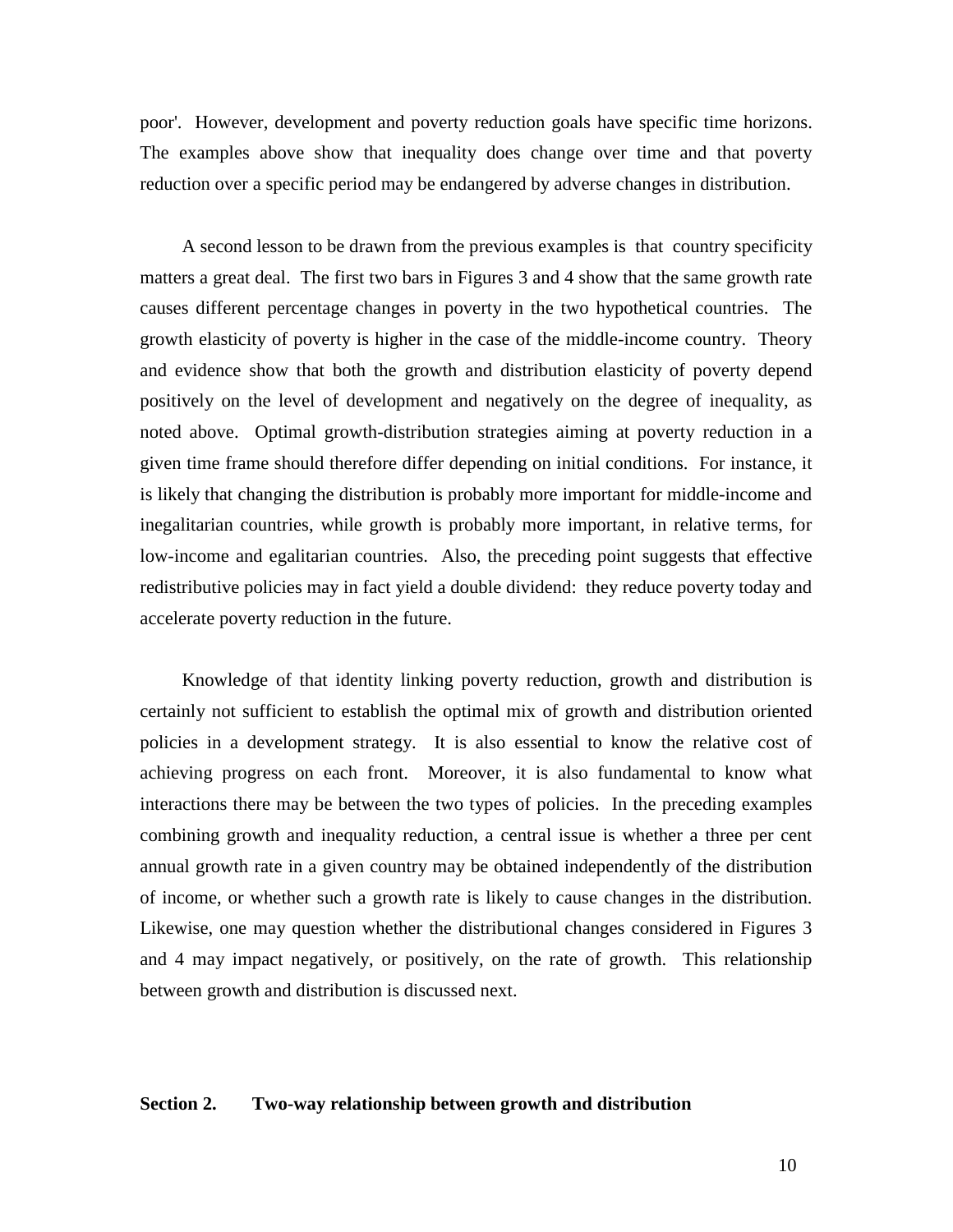poor'. However, development and poverty reduction goals have specific time horizons. The examples above show that inequality does change over time and that poverty reduction over a specific period may be endangered by adverse changes in distribution.

A second lesson to be drawn from the previous examples is that country specificity matters a great deal. The first two bars in Figures 3 and 4 show that the same growth rate causes different percentage changes in poverty in the two hypothetical countries. The growth elasticity of poverty is higher in the case of the middle-income country. Theory and evidence show that both the growth and distribution elasticity of poverty depend positively on the level of development and negatively on the degree of inequality, as noted above. Optimal growth-distribution strategies aiming at poverty reduction in a given time frame should therefore differ depending on initial conditions. For instance, it is likely that changing the distribution is probably more important for middle-income and inegalitarian countries, while growth is probably more important, in relative terms, for low-income and egalitarian countries. Also, the preceding point suggests that effective redistributive policies may in fact yield a double dividend: they reduce poverty today and accelerate poverty reduction in the future.

Knowledge of that identity linking poverty reduction, growth and distribution is certainly not sufficient to establish the optimal mix of growth and distribution oriented policies in a development strategy. It is also essential to know the relative cost of achieving progress on each front. Moreover, it is also fundamental to know what interactions there may be between the two types of policies. In the preceding examples combining growth and inequality reduction, a central issue is whether a three per cent annual growth rate in a given country may be obtained independently of the distribution of income, or whether such a growth rate is likely to cause changes in the distribution. Likewise, one may question whether the distributional changes considered in Figures 3 and 4 may impact negatively, or positively, on the rate of growth. This relationship between growth and distribution is discussed next.

## Section 2. Two-way relationship between growth and distribution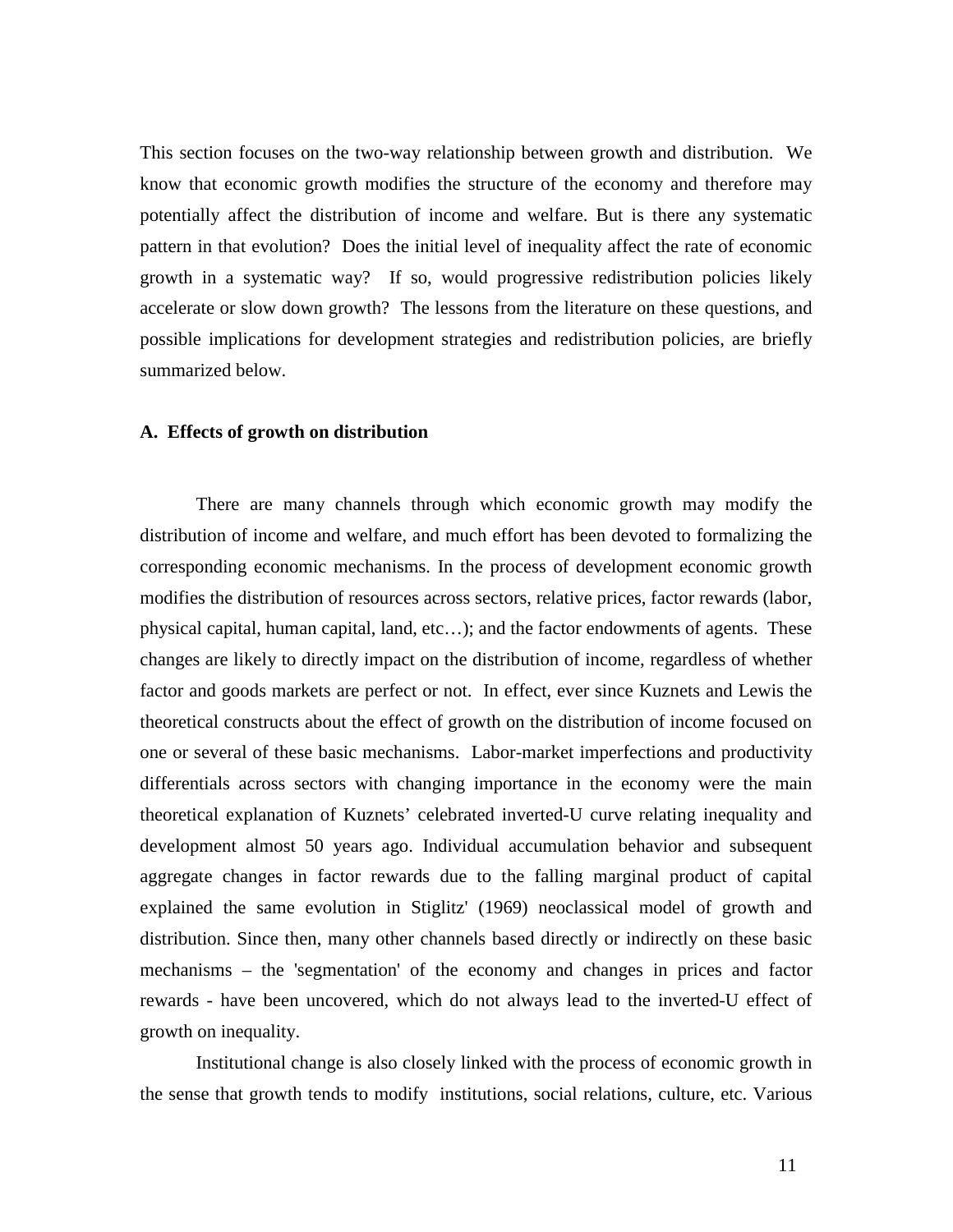This section focuses on the two-way relationship between growth and distribution. We know that economic growth modifies the structure of the economy and therefore may potentially affect the distribution of income and welfare. But is there any systematic pattern in that evolution? Does the initial level of inequality affect the rate of economic growth in a systematic way? If so, would progressive redistribution policies likely accelerate or slow down growth? The lessons from the literature on these questions, and possible implications for development strategies and redistribution policies, are briefly summarized below.

### A. Effects of growth on distribution

There are many channels through which economic growth may modify the distribution of income and welfare, and much effort has been devoted to formalizing the corresponding economic mechanisms. In the process of development economic growth modifies the distribution of resources across sectors, relative prices, factor rewards (labor, physical capital, human capital, land, etc…); and the factor endowments of agents. These changes are likely to directly impact on the distribution of income, regardless of whether factor and goods markets are perfect or not. In effect, ever since Kuznets and Lewis the theoretical constructs about the effect of growth on the distribution of income focused on one or several of these basic mechanisms. Labor-market imperfections and productivity differentials across sectors with changing importance in the economy were the main theoretical explanation of Kuznets' celebrated inverted-U curve relating inequality and development almost 50 years ago. Individual accumulation behavior and subsequent aggregate changes in factor rewards due to the falling marginal product of capital explained the same evolution in Stiglitz' (1969) neoclassical model of growth and distribution. Since then, many other channels based directly or indirectly on these basic mechanisms – the 'segmentation' of the economy and changes in prices and factor rewards - have been uncovered, which do not always lead to the inverted-U effect of growth on inequality.

Institutional change is also closely linked with the process of economic growth in the sense that growth tends to modify institutions, social relations, culture, etc. Various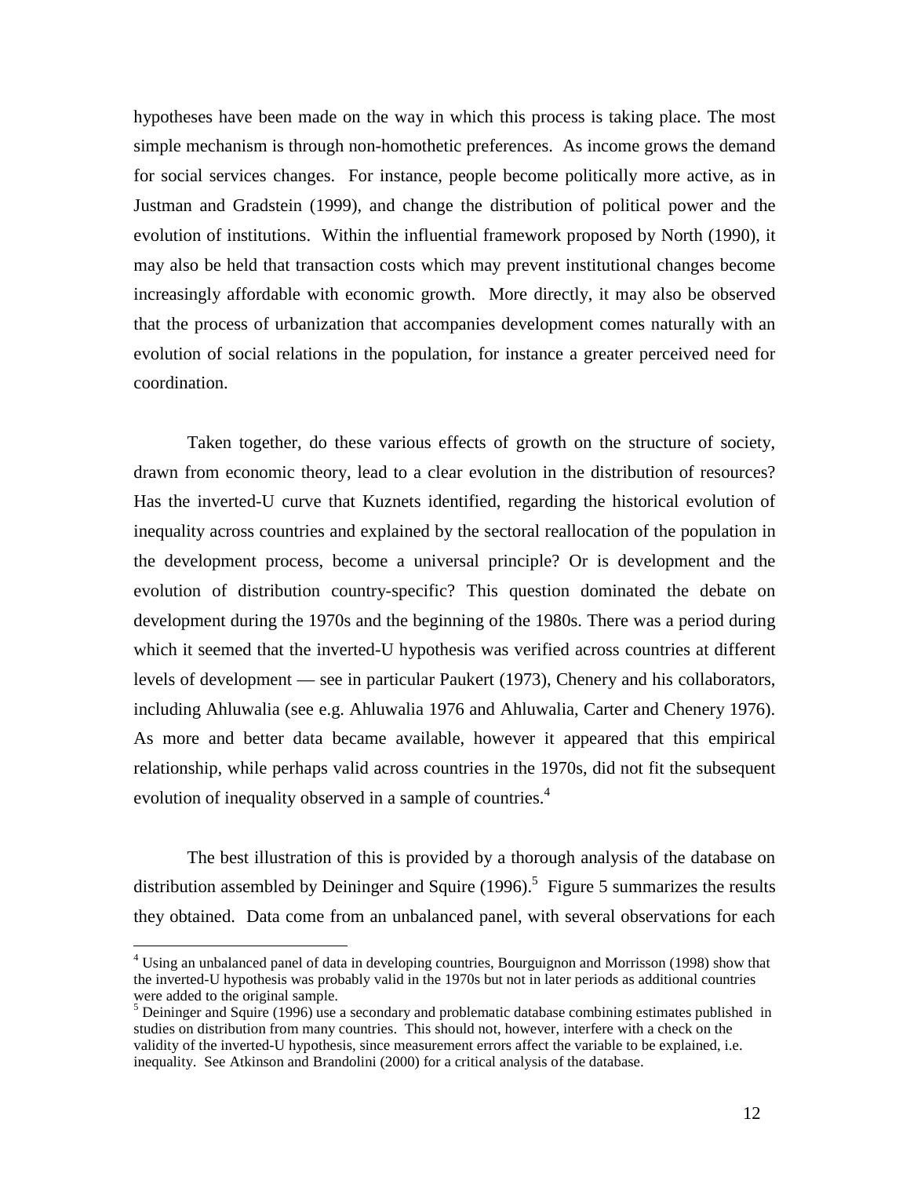hypotheses have been made on the way in which this process is taking place. The most simple mechanism is through non-homothetic preferences. As income grows the demand for social services changes. For instance, people become politically more active, as in Justman and Gradstein (1999), and change the distribution of political power and the evolution of institutions. Within the influential framework proposed by North (1990), it may also be held that transaction costs which may prevent institutional changes become increasingly affordable with economic growth. More directly, it may also be observed that the process of urbanization that accompanies development comes naturally with an evolution of social relations in the population, for instance a greater perceived need for coordination.

Taken together, do these various effects of growth on the structure of society, drawn from economic theory, lead to a clear evolution in the distribution of resources? Has the inverted-U curve that Kuznets identified, regarding the historical evolution of inequality across countries and explained by the sectoral reallocation of the population in the development process, become a universal principle? Or is development and the evolution of distribution country-specific? This question dominated the debate on development during the 1970s and the beginning of the 1980s. There was a period during which it seemed that the inverted-U hypothesis was verified across countries at different levels of development — see in particular Paukert (1973), Chenery and his collaborators, including Ahluwalia (see e.g. Ahluwalia 1976 and Ahluwalia, Carter and Chenery 1976). As more and better data became available, however it appeared that this empirical relationship, while perhaps valid across countries in the 1970s, did not fit the subsequent evolution of inequality observed in a sample of countries.[4]

The best illustration of this is provided by a thorough analysis of the database on distribution assembled by Deininger and Squire (1996).[5] Figure 5 summarizes the results they obtained. Data come from an unbalanced panel, with several observations for each

---

[4] Using an unbalanced panel of data in developing countries, Bourguignon and Morrisson (1998) show that the inverted-U hypothesis was probably valid in the 1970s but not in later periods as additional countries were added to the original sample.

[5] Deininger and Squire (1996) use a secondary and problematic database combining estimates published in studies on distribution from many countries. This should not, however, interfere with a check on the validity of the inverted-U hypothesis, since measurement errors affect the variable to be explained, i.e. inequality. See Atkinson and Brandolini (2000) for a critical analysis of the database.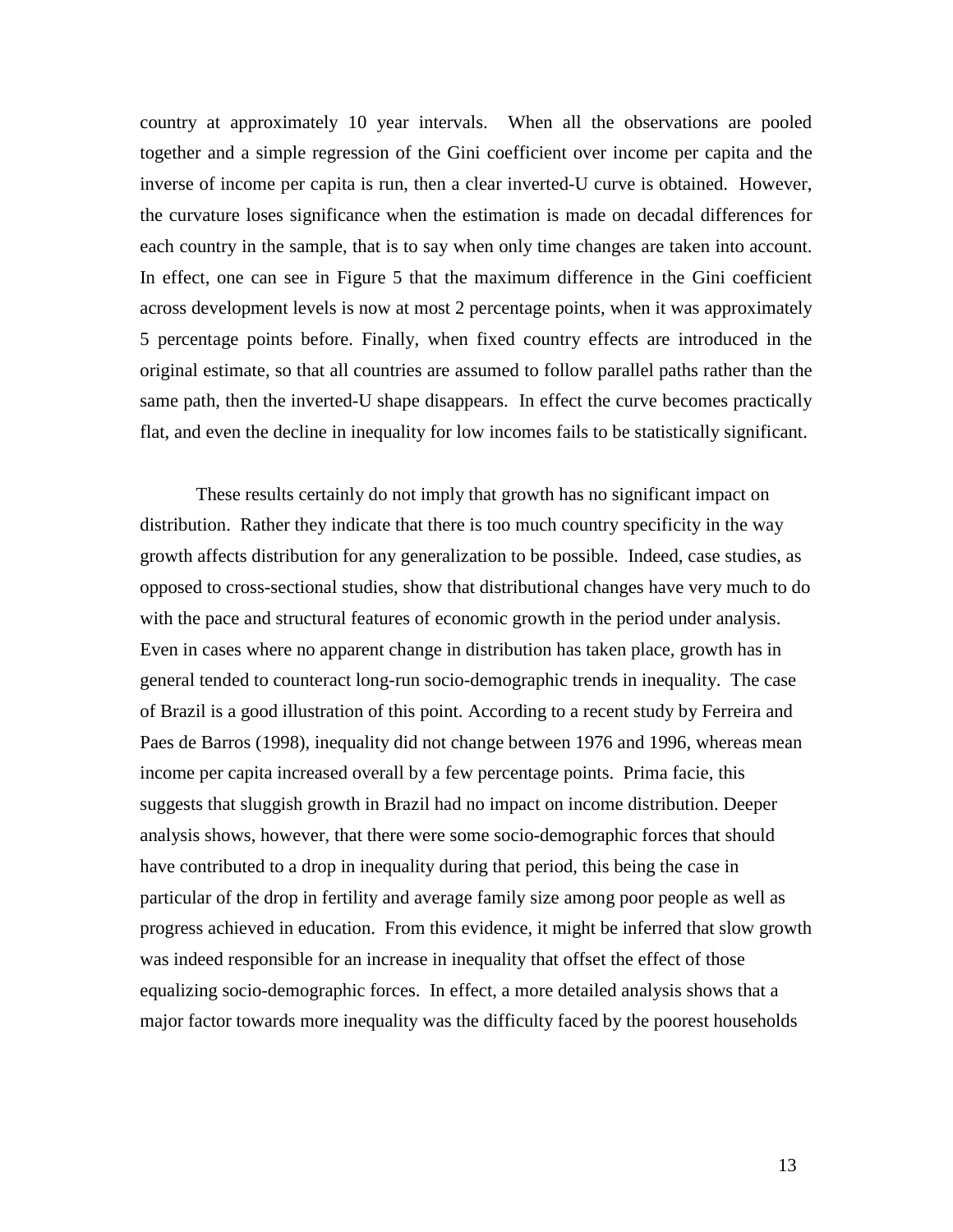country at approximately 10 year intervals. When all the observations are pooled together and a simple regression of the Gini coefficient over income per capita and the inverse of income per capita is run, then a clear inverted-U curve is obtained. However, the curvature loses significance when the estimation is made on decadal differences for each country in the sample, that is to say when only time changes are taken into account. In effect, one can see in Figure 5 that the maximum difference in the Gini coefficient across development levels is now at most 2 percentage points, when it was approximately 5 percentage points before. Finally, when fixed country effects are introduced in the original estimate, so that all countries are assumed to follow parallel paths rather than the same path, then the inverted-U shape disappears. In effect the curve becomes practically flat, and even the decline in inequality for low incomes fails to be statistically significant.

These results certainly do not imply that growth has no significant impact on distribution. Rather they indicate that there is too much country specificity in the way growth affects distribution for any generalization to be possible. Indeed, case studies, as opposed to cross-sectional studies, show that distributional changes have very much to do with the pace and structural features of economic growth in the period under analysis. Even in cases where no apparent change in distribution has taken place, growth has in general tended to counteract long-run socio-demographic trends in inequality. The case of Brazil is a good illustration of this point. According to a recent study by Ferreira and Paes de Barros (1998), inequality did not change between 1976 and 1996, whereas mean income per capita increased overall by a few percentage points. Prima facie, this suggests that sluggish growth in Brazil had no impact on income distribution. Deeper analysis shows, however, that there were some socio-demographic forces that should have contributed to a drop in inequality during that period, this being the case in particular of the drop in fertility and average family size among poor people as well as progress achieved in education. From this evidence, it might be inferred that slow growth was indeed responsible for an increase in inequality that offset the effect of those equalizing socio-demographic forces. In effect, a more detailed analysis shows that a major factor towards more inequality was the difficulty faced by the poorest households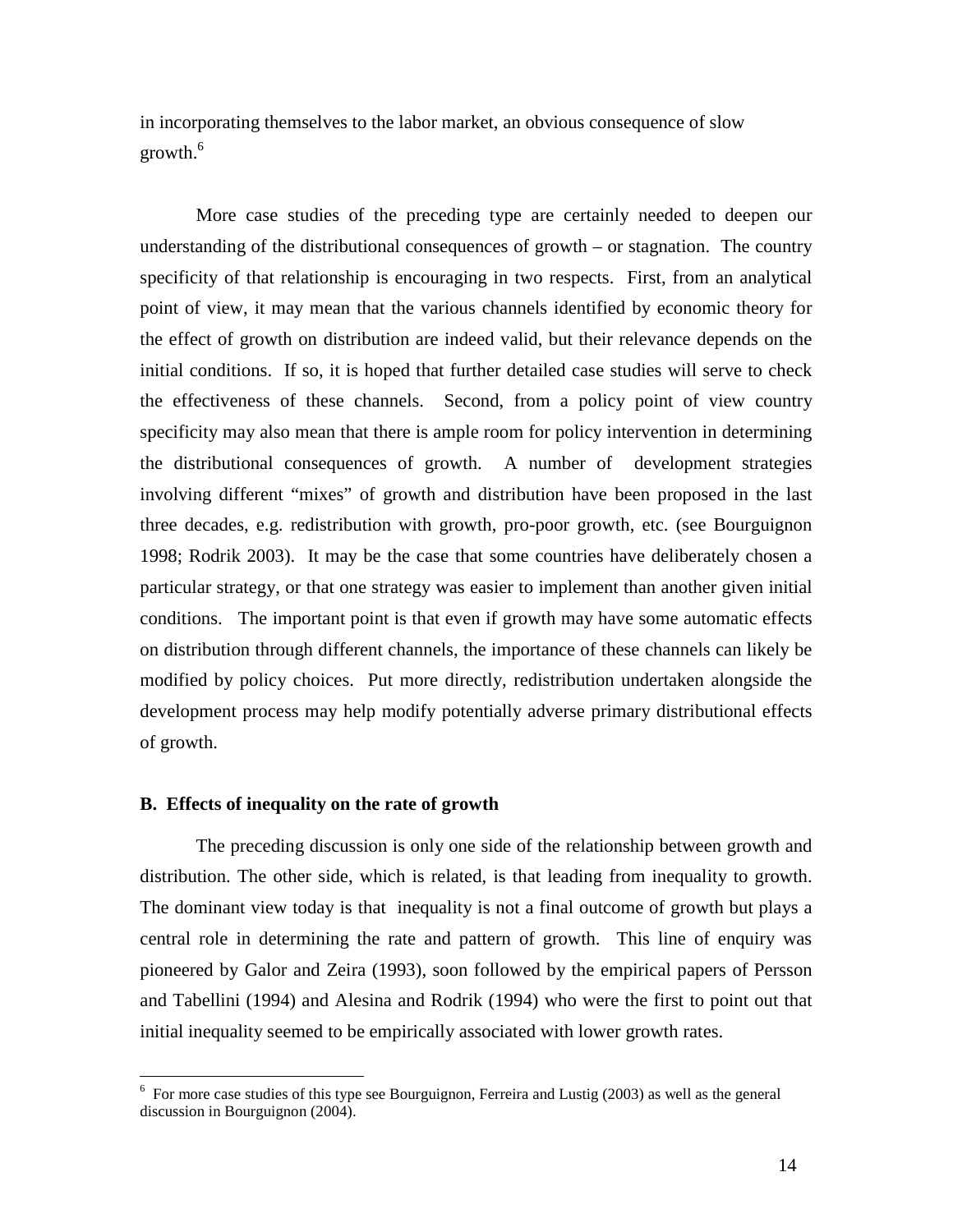in incorporating themselves to the labor market, an obvious consequence of slow growth.[6]

More case studies of the preceding type are certainly needed to deepen our understanding of the distributional consequences of growth – or stagnation. The country specificity of that relationship is encouraging in two respects. First, from an analytical point of view, it may mean that the various channels identified by economic theory for the effect of growth on distribution are indeed valid, but their relevance depends on the initial conditions. If so, it is hoped that further detailed case studies will serve to check the effectiveness of these channels. Second, from a policy point of view country specificity may also mean that there is ample room for policy intervention in determining the distributional consequences of growth. A number of development strategies involving different "mixes" of growth and distribution have been proposed in the last three decades, e.g. redistribution with growth, pro-poor growth, etc. (see Bourguignon 1998; Rodrik 2003). It may be the case that some countries have deliberately chosen a particular strategy, or that one strategy was easier to implement than another given initial conditions. The important point is that even if growth may have some automatic effects on distribution through different channels, the importance of these channels can likely be modified by policy choices. Put more directly, redistribution undertaken alongside the development process may help modify potentially adverse primary distributional effects of growth.

### B. Effects of inequality on the rate of growth

The preceding discussion is only one side of the relationship between growth and distribution. The other side, which is related, is that leading from inequality to growth. The dominant view today is that inequality is not a final outcome of growth but plays a central role in determining the rate and pattern of growth. This line of enquiry was pioneered by Galor and Zeira (1993), soon followed by the empirical papers of Persson and Tabellini (1994) and Alesina and Rodrik (1994) who were the first to point out that initial inequality seemed to be empirically associated with lower growth rates.

---

[6] For more case studies of this type see Bourguignon, Ferreira and Lustig (2003) as well as the general discussion in Bourguignon (2004).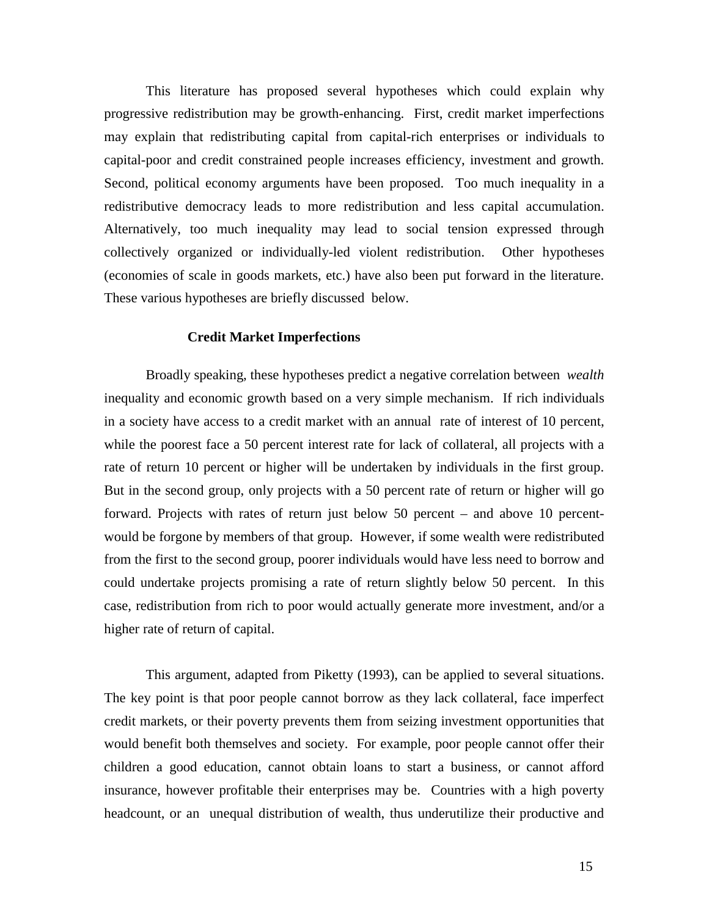This literature has proposed several hypotheses which could explain why progressive redistribution may be growth-enhancing. First, credit market imperfections may explain that redistributing capital from capital-rich enterprises or individuals to capital-poor and credit constrained people increases efficiency, investment and growth. Second, political economy arguments have been proposed. Too much inequality in a redistributive democracy leads to more redistribution and less capital accumulation. Alternatively, too much inequality may lead to social tension expressed through collectively organized or individually-led violent redistribution. Other hypotheses (economies of scale in goods markets, etc.) have also been put forward in the literature. These various hypotheses are briefly discussed below.

**Credit Market Imperfections**

Broadly speaking, these hypotheses predict a negative correlation between *wealth* inequality and economic growth based on a very simple mechanism. If rich individuals in a society have access to a credit market with an annual rate of interest of 10 percent, while the poorest face a 50 percent interest rate for lack of collateral, all projects with a rate of return 10 percent or higher will be undertaken by individuals in the first group. But in the second group, only projects with a 50 percent rate of return or higher will go forward. Projects with rates of return just below 50 percent – and above 10 percent-would be forgone by members of that group. However, if some wealth were redistributed from the first to the second group, poorer individuals would have less need to borrow and could undertake projects promising a rate of return slightly below 50 percent. In this case, redistribution from rich to poor would actually generate more investment, and/or a higher rate of return of capital.

This argument, adapted from Piketty (1993), can be applied to several situations. The key point is that poor people cannot borrow as they lack collateral, face imperfect credit markets, or their poverty prevents them from seizing investment opportunities that would benefit both themselves and society. For example, poor people cannot offer their children a good education, cannot obtain loans to start a business, or cannot afford insurance, however profitable their enterprises may be. Countries with a high poverty headcount, or an unequal distribution of wealth, thus underutilize their productive and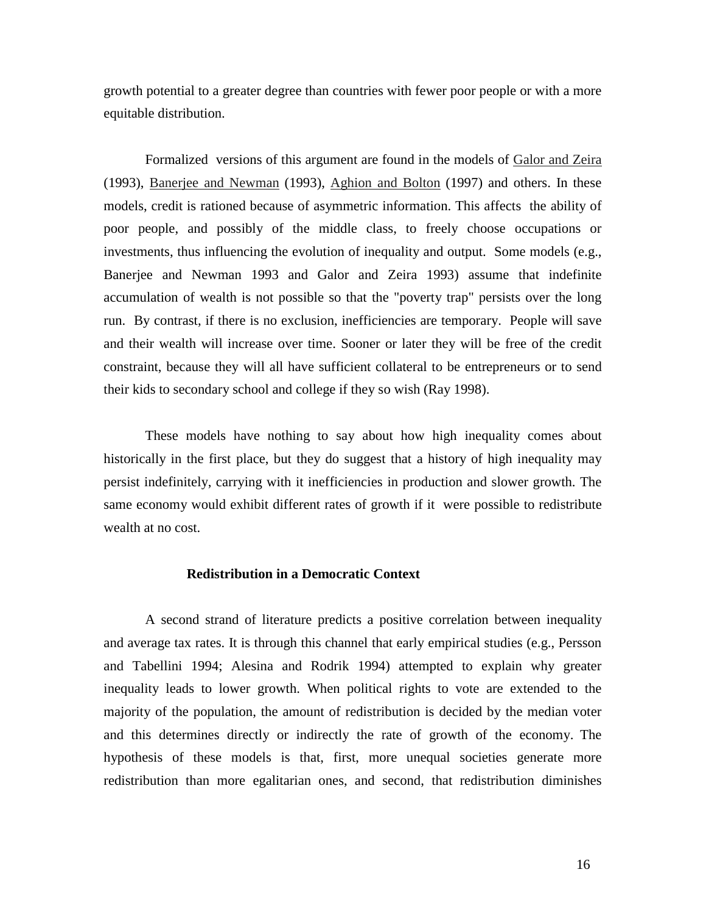growth potential to a greater degree than countries with fewer poor people or with a more equitable distribution.

Formalized versions of this argument are found in the models of Galor and Zeira (1993), Banerjee and Newman (1993), Aghion and Bolton (1997) and others. In these models, credit is rationed because of asymmetric information. This affects the ability of poor people, and possibly of the middle class, to freely choose occupations or investments, thus influencing the evolution of inequality and output. Some models (e.g., Banerjee and Newman 1993 and Galor and Zeira 1993) assume that indefinite accumulation of wealth is not possible so that the "poverty trap" persists over the long run. By contrast, if there is no exclusion, inefficiencies are temporary. People will save and their wealth will increase over time. Sooner or later they will be free of the credit constraint, because they will all have sufficient collateral to be entrepreneurs or to send their kids to secondary school and college if they so wish (Ray 1998).

These models have nothing to say about how high inequality comes about historically in the first place, but they do suggest that a history of high inequality may persist indefinitely, carrying with it inefficiencies in production and slower growth. The same economy would exhibit different rates of growth if it were possible to redistribute wealth at no cost.

### Redistribution in a Democratic Context

A second strand of literature predicts a positive correlation between inequality and average tax rates. It is through this channel that early empirical studies (e.g., Persson and Tabellini 1994; Alesina and Rodrik 1994) attempted to explain why greater inequality leads to lower growth. When political rights to vote are extended to the majority of the population, the amount of redistribution is decided by the median voter and this determines directly or indirectly the rate of growth of the economy. The hypothesis of these models is that, first, more unequal societies generate more redistribution than more egalitarian ones, and second, that redistribution diminishes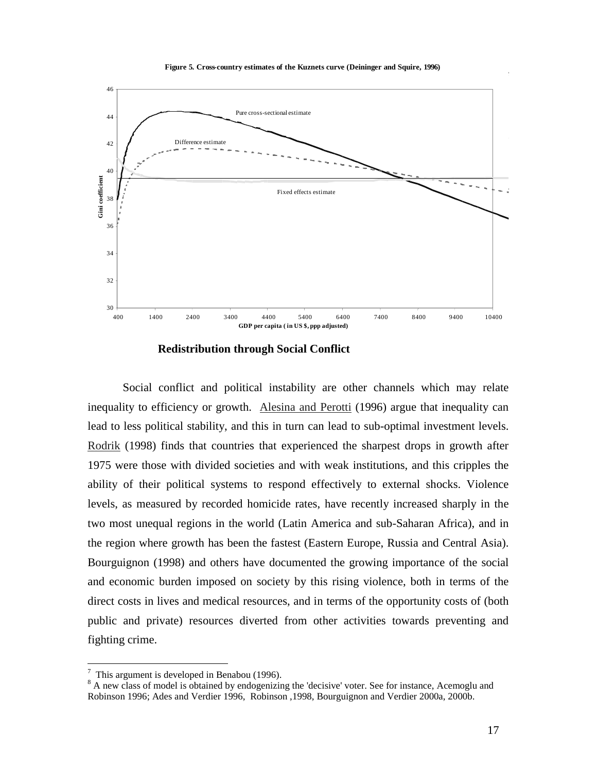**Figure 5. Cross-country estimates of the Kuznets curve (Deininger and Squire, 1996)**

### Redistribution through Social Conflict

Social conflict and political instability are other channels which may relate inequality to efficiency or growth. Alesina and Perotti (1996) argue that inequality can lead to less political stability, and this in turn can lead to sub-optimal investment levels. Rodrik (1998) finds that countries that experienced the sharpest drops in growth after 1975 were those with divided societies and with weak institutions, and this cripples the ability of their political systems to respond effectively to external shocks. Violence levels, as measured by recorded homicide rates, have recently increased sharply in the two most unequal regions in the world (Latin America and sub-Saharan Africa), and in the region where growth has been the fastest (Eastern Europe, Russia and Central Asia). Bourguignon (1998) and others have documented the growing importance of the social and economic burden imposed on society by this rising violence, both in terms of the direct costs in lives and medical resources, and in terms of the opportunity costs of (both public and private) resources diverted from other activities towards preventing and fighting crime.

---

[7] This argument is developed in Benabou (1996).

[8] A new class of model is obtained by endogenizing the 'decisive' voter. See for instance, Acemoglu and Robinson 1996; Ades and Verdier 1996, Robinson ,1998, Bourguignon and Verdier 2000a, 2000b.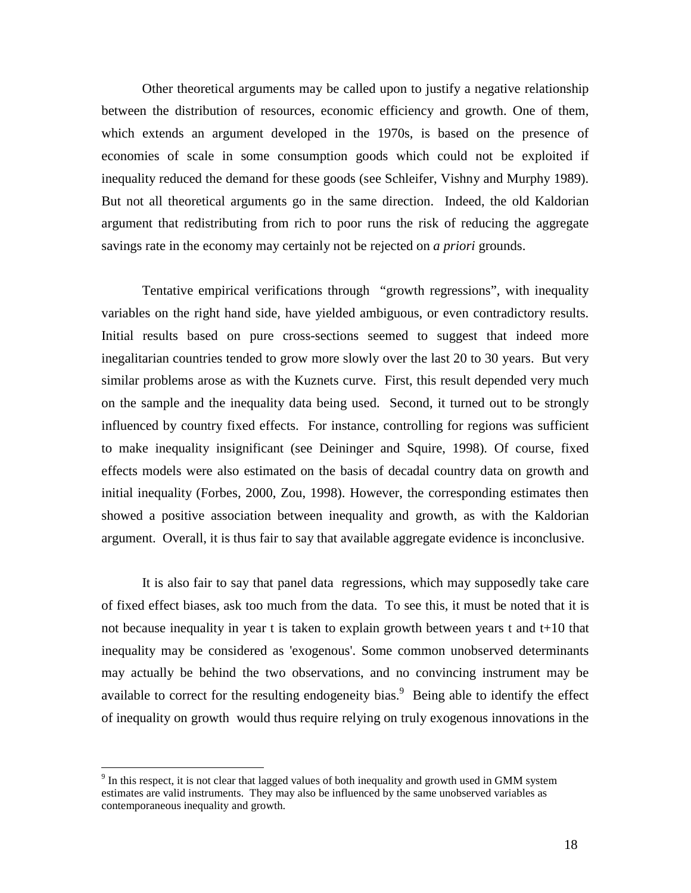Other theoretical arguments may be called upon to justify a negative relationship between the distribution of resources, economic efficiency and growth. One of them, which extends an argument developed in the 1970s, is based on the presence of economies of scale in some consumption goods which could not be exploited if inequality reduced the demand for these goods (see Schleifer, Vishny and Murphy 1989). But not all theoretical arguments go in the same direction. Indeed, the old Kaldorian argument that redistributing from rich to poor runs the risk of reducing the aggregate savings rate in the economy may certainly not be rejected on *a priori* grounds.

Tentative empirical verifications through "growth regressions", with inequality variables on the right hand side, have yielded ambiguous, or even contradictory results. Initial results based on pure cross-sections seemed to suggest that indeed more inegalitarian countries tended to grow more slowly over the last 20 to 30 years. But very similar problems arose as with the Kuznets curve. First, this result depended very much on the sample and the inequality data being used. Second, it turned out to be strongly influenced by country fixed effects. For instance, controlling for regions was sufficient to make inequality insignificant (see Deininger and Squire, 1998). Of course, fixed effects models were also estimated on the basis of decadal country data on growth and initial inequality (Forbes, 2000, Zou, 1998). However, the corresponding estimates then showed a positive association between inequality and growth, as with the Kaldorian argument. Overall, it is thus fair to say that available aggregate evidence is inconclusive.

It is also fair to say that panel data regressions, which may supposedly take care of fixed effect biases, ask too much from the data. To see this, it must be noted that it is not because inequality in year t is taken to explain growth between years t and t+10 that inequality may be considered as 'exogenous'. Some common unobserved determinants may actually be behind the two observations, and no convincing instrument may be available to correct for the resulting endogeneity bias.[9] Being able to identify the effect of inequality on growth would thus require relying on truly exogenous innovations in the

[9] In this respect, it is not clear that lagged values of both inequality and growth used in GMM system estimates are valid instruments. They may also be influenced by the same unobserved variables as contemporaneous inequality and growth.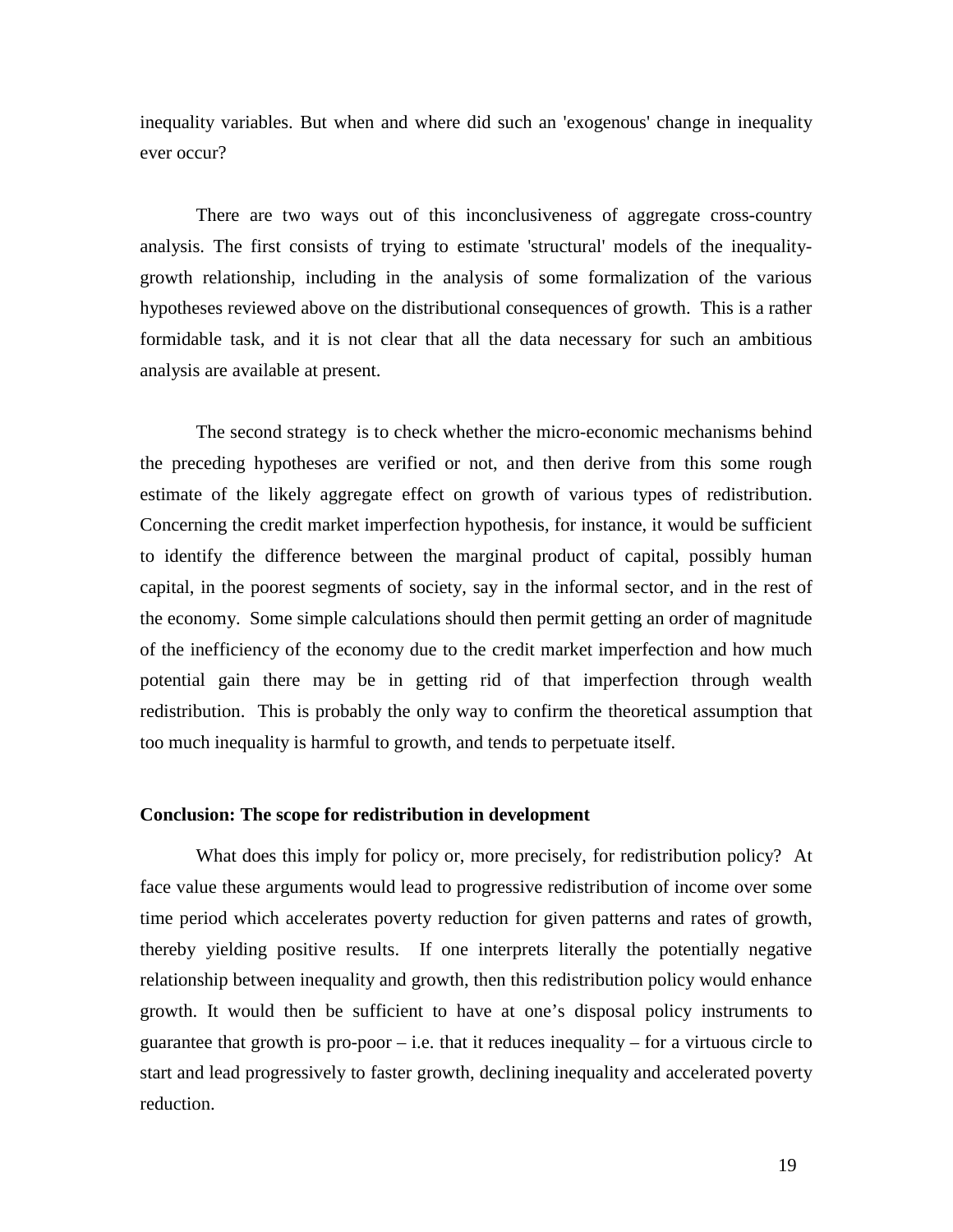inequality variables. But when and where did such an 'exogenous' change in inequality ever occur?

There are two ways out of this inconclusiveness of aggregate cross-country analysis. The first consists of trying to estimate 'structural' models of the inequality-growth relationship, including in the analysis of some formalization of the various hypotheses reviewed above on the distributional consequences of growth. This is a rather formidable task, and it is not clear that all the data necessary for such an ambitious analysis are available at present.

The second strategy is to check whether the micro-economic mechanisms behind the preceding hypotheses are verified or not, and then derive from this some rough estimate of the likely aggregate effect on growth of various types of redistribution. Concerning the credit market imperfection hypothesis, for instance, it would be sufficient to identify the difference between the marginal product of capital, possibly human capital, in the poorest segments of society, say in the informal sector, and in the rest of the economy. Some simple calculations should then permit getting an order of magnitude of the inefficiency of the economy due to the credit market imperfection and how much potential gain there may be in getting rid of that imperfection through wealth redistribution. This is probably the only way to confirm the theoretical assumption that too much inequality is harmful to growth, and tends to perpetuate itself.

### Conclusion: The scope for redistribution in development

What does this imply for policy or, more precisely, for redistribution policy? At face value these arguments would lead to progressive redistribution of income over some time period which accelerates poverty reduction for given patterns and rates of growth, thereby yielding positive results. If one interprets literally the potentially negative relationship between inequality and growth, then this redistribution policy would enhance growth. It would then be sufficient to have at one's disposal policy instruments to guarantee that growth is pro-poor – i.e. that it reduces inequality – for a virtuous circle to start and lead progressively to faster growth, declining inequality and accelerated poverty reduction.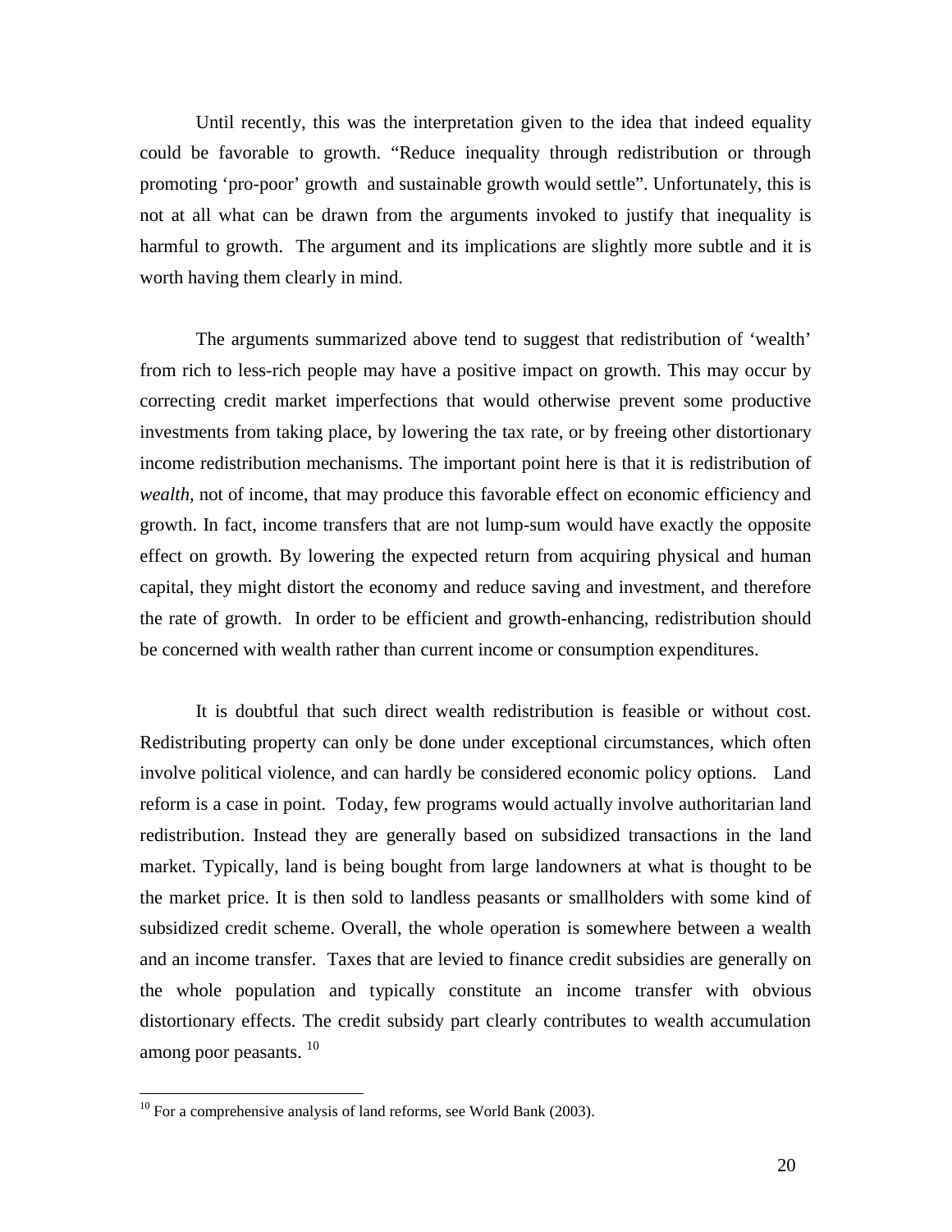Until recently, this was the interpretation given to the idea that indeed equality could be favorable to growth. "Reduce inequality through redistribution or through promoting 'pro-poor' growth and sustainable growth would settle". Unfortunately, this is not at all what can be drawn from the arguments invoked to justify that inequality is harmful to growth. The argument and its implications are slightly more subtle and it is worth having them clearly in mind.

The arguments summarized above tend to suggest that redistribution of 'wealth' from rich to less-rich people may have a positive impact on growth. This may occur by correcting credit market imperfections that would otherwise prevent some productive investments from taking place, by lowering the tax rate, or by freeing other distortionary income redistribution mechanisms. The important point here is that it is redistribution of *wealth*, not of income, that may produce this favorable effect on economic efficiency and growth. In fact, income transfers that are not lump-sum would have exactly the opposite effect on growth. By lowering the expected return from acquiring physical and human capital, they might distort the economy and reduce saving and investment, and therefore the rate of growth. In order to be efficient and growth-enhancing, redistribution should be concerned with wealth rather than current income or consumption expenditures.

It is doubtful that such direct wealth redistribution is feasible or without cost. Redistributing property can only be done under exceptional circumstances, which often involve political violence, and can hardly be considered economic policy options. Land reform is a case in point. Today, few programs would actually involve authoritarian land redistribution. Instead they are generally based on subsidized transactions in the land market. Typically, land is being bought from large landowners at what is thought to be the market price. It is then sold to landless peasants or smallholders with some kind of subsidized credit scheme. Overall, the whole operation is somewhere between a wealth and an income transfer. Taxes that are levied to finance credit subsidies are generally on the whole population and typically constitute an income transfer with obvious distortionary effects. The credit subsidy part clearly contributes to wealth accumulation among poor peasants. [10]

[10] For a comprehensive analysis of land reforms, see World Bank (2003).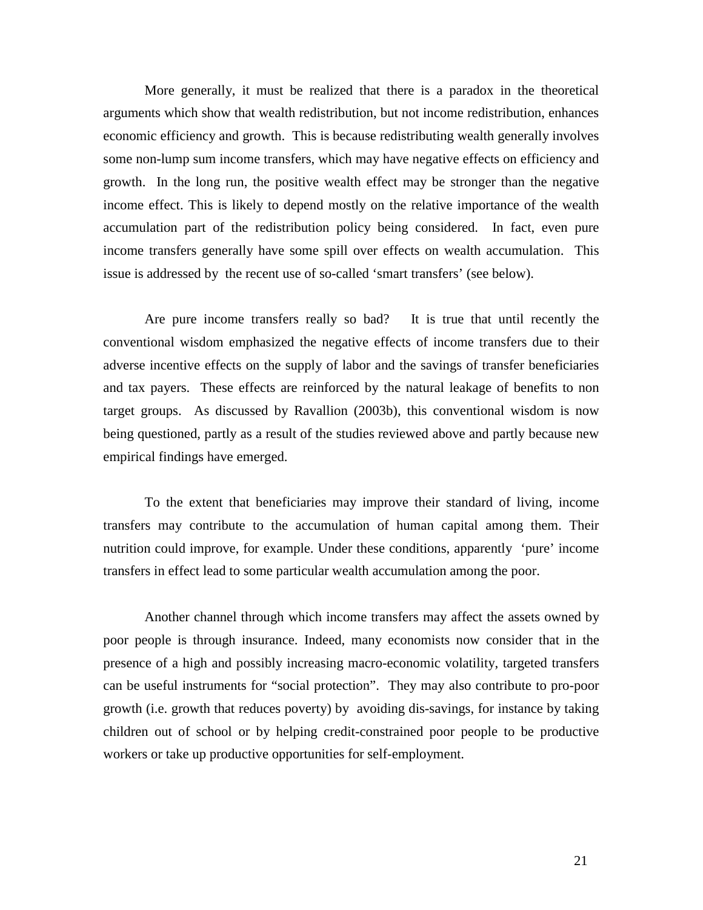More generally, it must be realized that there is a paradox in the theoretical arguments which show that wealth redistribution, but not income redistribution, enhances economic efficiency and growth. This is because redistributing wealth generally involves some non-lump sum income transfers, which may have negative effects on efficiency and growth. In the long run, the positive wealth effect may be stronger than the negative income effect. This is likely to depend mostly on the relative importance of the wealth accumulation part of the redistribution policy being considered. In fact, even pure income transfers generally have some spill over effects on wealth accumulation. This issue is addressed by the recent use of so-called 'smart transfers' (see below).

Are pure income transfers really so bad? It is true that until recently the conventional wisdom emphasized the negative effects of income transfers due to their adverse incentive effects on the supply of labor and the savings of transfer beneficiaries and tax payers. These effects are reinforced by the natural leakage of benefits to non target groups. As discussed by Ravallion (2003b), this conventional wisdom is now being questioned, partly as a result of the studies reviewed above and partly because new empirical findings have emerged.

To the extent that beneficiaries may improve their standard of living, income transfers may contribute to the accumulation of human capital among them. Their nutrition could improve, for example. Under these conditions, apparently 'pure' income transfers in effect lead to some particular wealth accumulation among the poor.

Another channel through which income transfers may affect the assets owned by poor people is through insurance. Indeed, many economists now consider that in the presence of a high and possibly increasing macro-economic volatility, targeted transfers can be useful instruments for "social protection". They may also contribute to pro-poor growth (i.e. growth that reduces poverty) by avoiding dis-savings, for instance by taking children out of school or by helping credit-constrained poor people to be productive workers or take up productive opportunities for self-employment.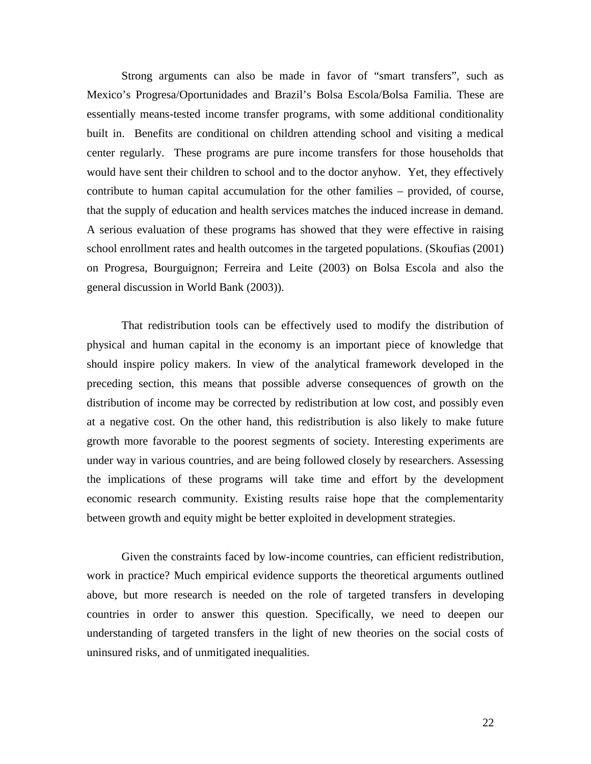Strong arguments can also be made in favor of "smart transfers", such as Mexico's Progresa/Oportunidades and Brazil's Bolsa Escola/Bolsa Familia. These are essentially means-tested income transfer programs, with some additional conditionality built in. Benefits are conditional on children attending school and visiting a medical center regularly. These programs are pure income transfers for those households that would have sent their children to school and to the doctor anyhow. Yet, they effectively contribute to human capital accumulation for the other families – provided, of course, that the supply of education and health services matches the induced increase in demand. A serious evaluation of these programs has showed that they were effective in raising school enrollment rates and health outcomes in the targeted populations. (Skoufias (2001) on Progresa, Bourguignon; Ferreira and Leite (2003) on Bolsa Escola and also the general discussion in World Bank (2003)).

That redistribution tools can be effectively used to modify the distribution of physical and human capital in the economy is an important piece of knowledge that should inspire policy makers. In view of the analytical framework developed in the preceding section, this means that possible adverse consequences of growth on the distribution of income may be corrected by redistribution at low cost, and possibly even at a negative cost. On the other hand, this redistribution is also likely to make future growth more favorable to the poorest segments of society. Interesting experiments are under way in various countries, and are being followed closely by researchers. Assessing the implications of these programs will take time and effort by the development economic research community. Existing results raise hope that the complementarity between growth and equity might be better exploited in development strategies.

Given the constraints faced by low-income countries, can efficient redistribution, work in practice? Much empirical evidence supports the theoretical arguments outlined above, but more research is needed on the role of targeted transfers in developing countries in order to answer this question. Specifically, we need to deepen our understanding of targeted transfers in the light of new theories on the social costs of uninsured risks, and of unmitigated inequalities.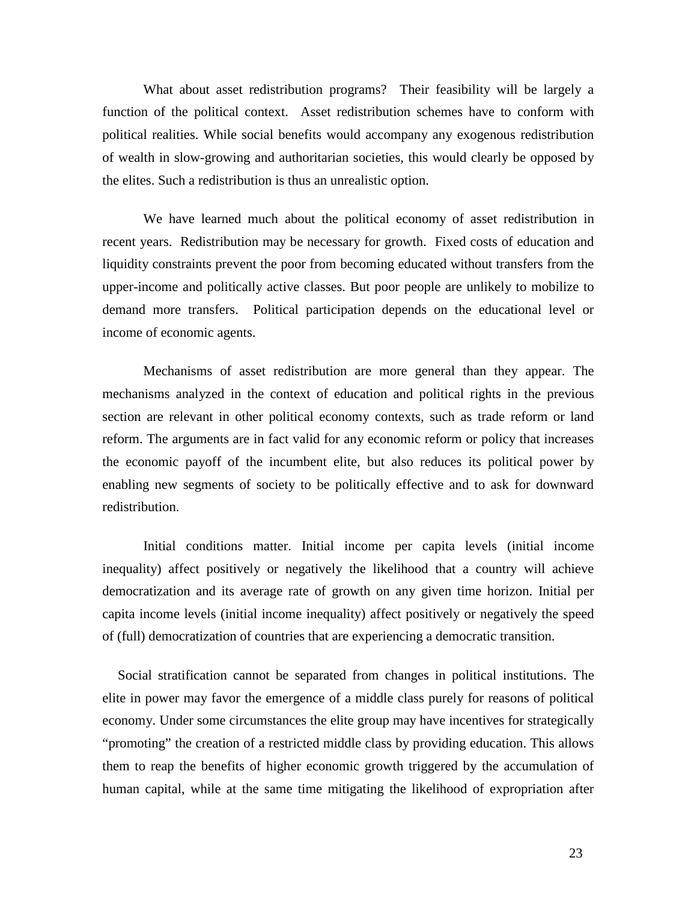What about asset redistribution programs? Their feasibility will be largely a function of the political context. Asset redistribution schemes have to conform with political realities. While social benefits would accompany any exogenous redistribution of wealth in slow-growing and authoritarian societies, this would clearly be opposed by the elites. Such a redistribution is thus an unrealistic option.

We have learned much about the political economy of asset redistribution in recent years. Redistribution may be necessary for growth. Fixed costs of education and liquidity constraints prevent the poor from becoming educated without transfers from the upper-income and politically active classes. But poor people are unlikely to mobilize to demand more transfers. Political participation depends on the educational level or income of economic agents.

Mechanisms of asset redistribution are more general than they appear. The mechanisms analyzed in the context of education and political rights in the previous section are relevant in other political economy contexts, such as trade reform or land reform. The arguments are in fact valid for any economic reform or policy that increases the economic payoff of the incumbent elite, but also reduces its political power by enabling new segments of society to be politically effective and to ask for downward redistribution.

Initial conditions matter. Initial income per capita levels (initial income inequality) affect positively or negatively the likelihood that a country will achieve democratization and its average rate of growth on any given time horizon. Initial per capita income levels (initial income inequality) affect positively or negatively the speed of (full) democratization of countries that are experiencing a democratic transition.

Social stratification cannot be separated from changes in political institutions. The elite in power may favor the emergence of a middle class purely for reasons of political economy. Under some circumstances the elite group may have incentives for strategically "promoting" the creation of a restricted middle class by providing education. This allows them to reap the benefits of higher economic growth triggered by the accumulation of human capital, while at the same time mitigating the likelihood of expropriation after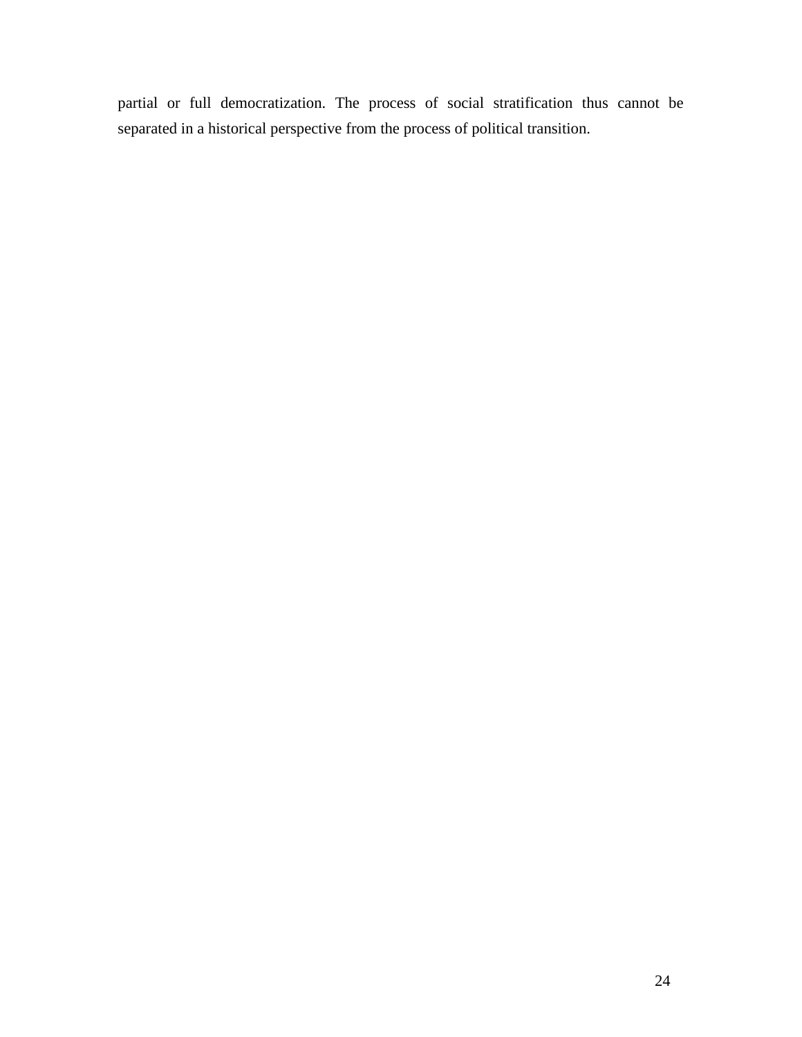partial or full democratization. The process of social stratification thus cannot be separated in a historical perspective from the process of political transition.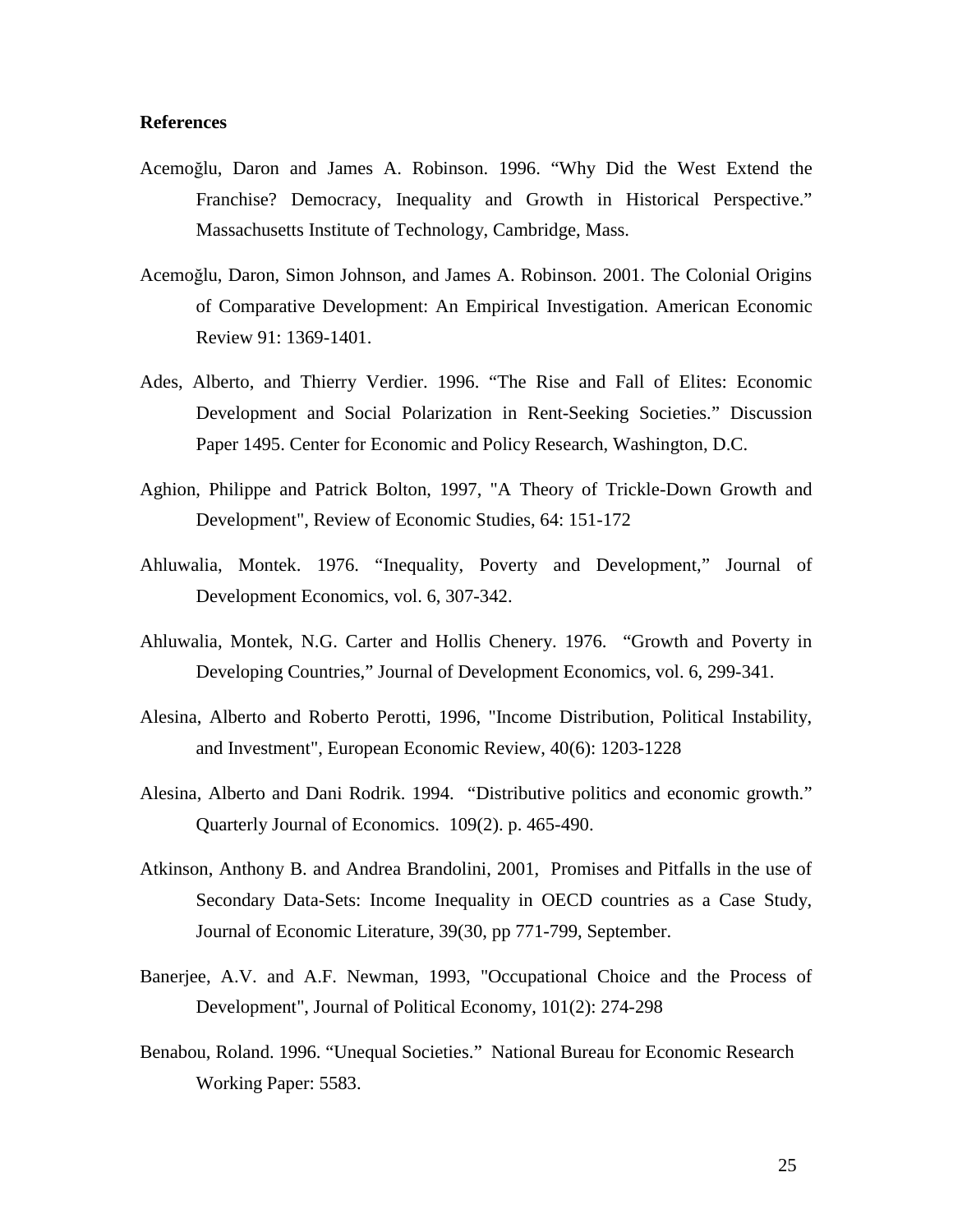**References**

Acemoğlu, Daron and James A. Robinson. 1996. "Why Did the West Extend the Franchise? Democracy, Inequality and Growth in Historical Perspective." Massachusetts Institute of Technology, Cambridge, Mass.

Acemoğlu, Daron, Simon Johnson, and James A. Robinson. 2001. The Colonial Origins of Comparative Development: An Empirical Investigation. American Economic Review 91: 1369-1401.

Ades, Alberto, and Thierry Verdier. 1996. "The Rise and Fall of Elites: Economic Development and Social Polarization in Rent-Seeking Societies." Discussion Paper 1495. Center for Economic and Policy Research, Washington, D.C.

Aghion, Philippe and Patrick Bolton, 1997, "A Theory of Trickle-Down Growth and Development", Review of Economic Studies, 64: 151-172

Ahluwalia, Montek. 1976. "Inequality, Poverty and Development," Journal of Development Economics, vol. 6, 307-342.

Ahluwalia, Montek, N.G. Carter and Hollis Chenery. 1976. "Growth and Poverty in Developing Countries," Journal of Development Economics, vol. 6, 299-341.

Alesina, Alberto and Roberto Perotti, 1996, "Income Distribution, Political Instability, and Investment", European Economic Review, 40(6): 1203-1228

Alesina, Alberto and Dani Rodrik. 1994. "Distributive politics and economic growth." Quarterly Journal of Economics. 109(2). p. 465-490.

Atkinson, Anthony B. and Andrea Brandolini, 2001, Promises and Pitfalls in the use of Secondary Data-Sets: Income Inequality in OECD countries as a Case Study, Journal of Economic Literature, 39(30, pp 771-799, September.

Banerjee, A.V. and A.F. Newman, 1993, "Occupational Choice and the Process of Development", Journal of Political Economy, 101(2): 274-298

Benabou, Roland. 1996. "Unequal Societies." National Bureau for Economic Research Working Paper: 5583.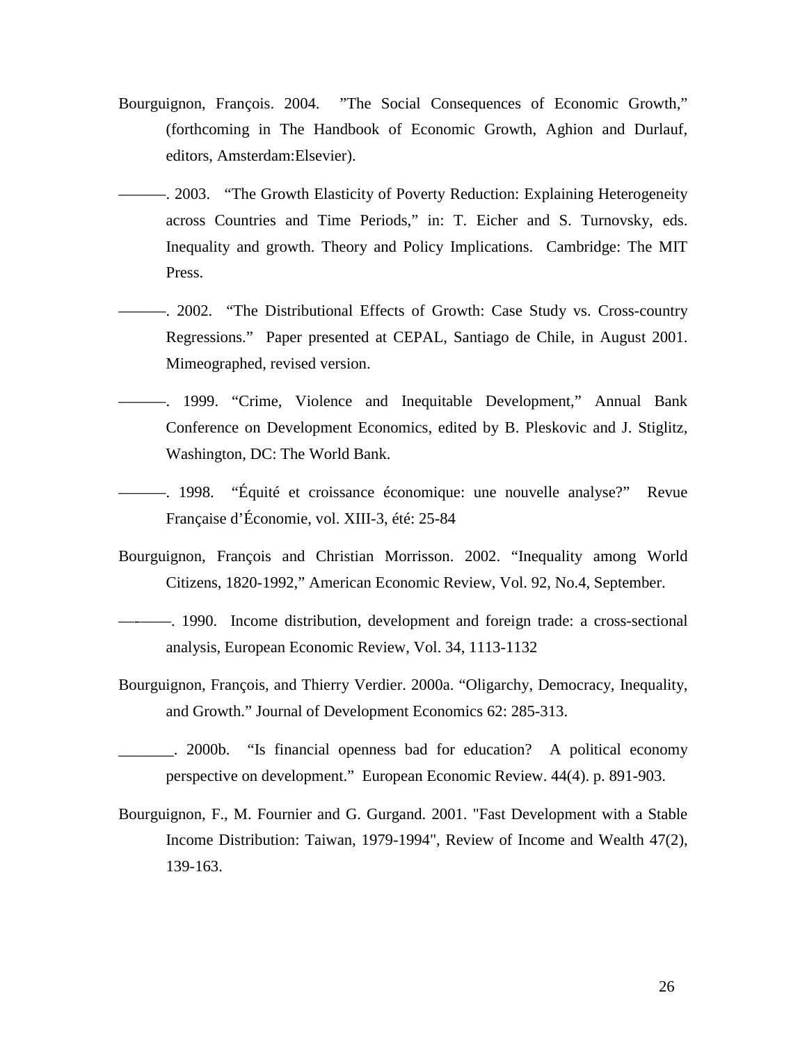Bourguignon, François. 2004. ”The Social Consequences of Economic Growth,” (forthcoming in The Handbook of Economic Growth, Aghion and Durlauf, editors, Amsterdam:Elsevier).

———. 2003. “The Growth Elasticity of Poverty Reduction: Explaining Heterogeneity across Countries and Time Periods,” in: T. Eicher and S. Turnovsky, eds. Inequality and growth. Theory and Policy Implications. Cambridge: The MIT Press.

———. 2002. “The Distributional Effects of Growth: Case Study vs. Cross-country Regressions.” Paper presented at CEPAL, Santiago de Chile, in August 2001. Mimeographed, revised version.

———. 1999. “Crime, Violence and Inequitable Development,” Annual Bank Conference on Development Economics, edited by B. Pleskovic and J. Stiglitz, Washington, DC: The World Bank.

———. 1998. “Équité et croissance économique: une nouvelle analyse?” Revue Française d’Économie, vol. XIII-3, été: 25-84

Bourguignon, François and Christian Morrisson. 2002. “Inequality among World Citizens, 1820-1992,” American Economic Review, Vol. 92, No.4, September.

———. 1990. Income distribution, development and foreign trade: a cross-sectional analysis, European Economic Review, Vol. 34, 1113-1132

Bourguignon, François, and Thierry Verdier. 2000a. “Oligarchy, Democracy, Inequality, and Growth.” Journal of Development Economics 62: 285-313.

_______. 2000b. “Is financial openness bad for education? A political economy perspective on development.” European Economic Review. 44(4). p. 891-903.

Bourguignon, F., M. Fournier and G. Gurgand. 2001. "Fast Development with a Stable Income Distribution: Taiwan, 1979-1994", Review of Income and Wealth 47(2), 139-163.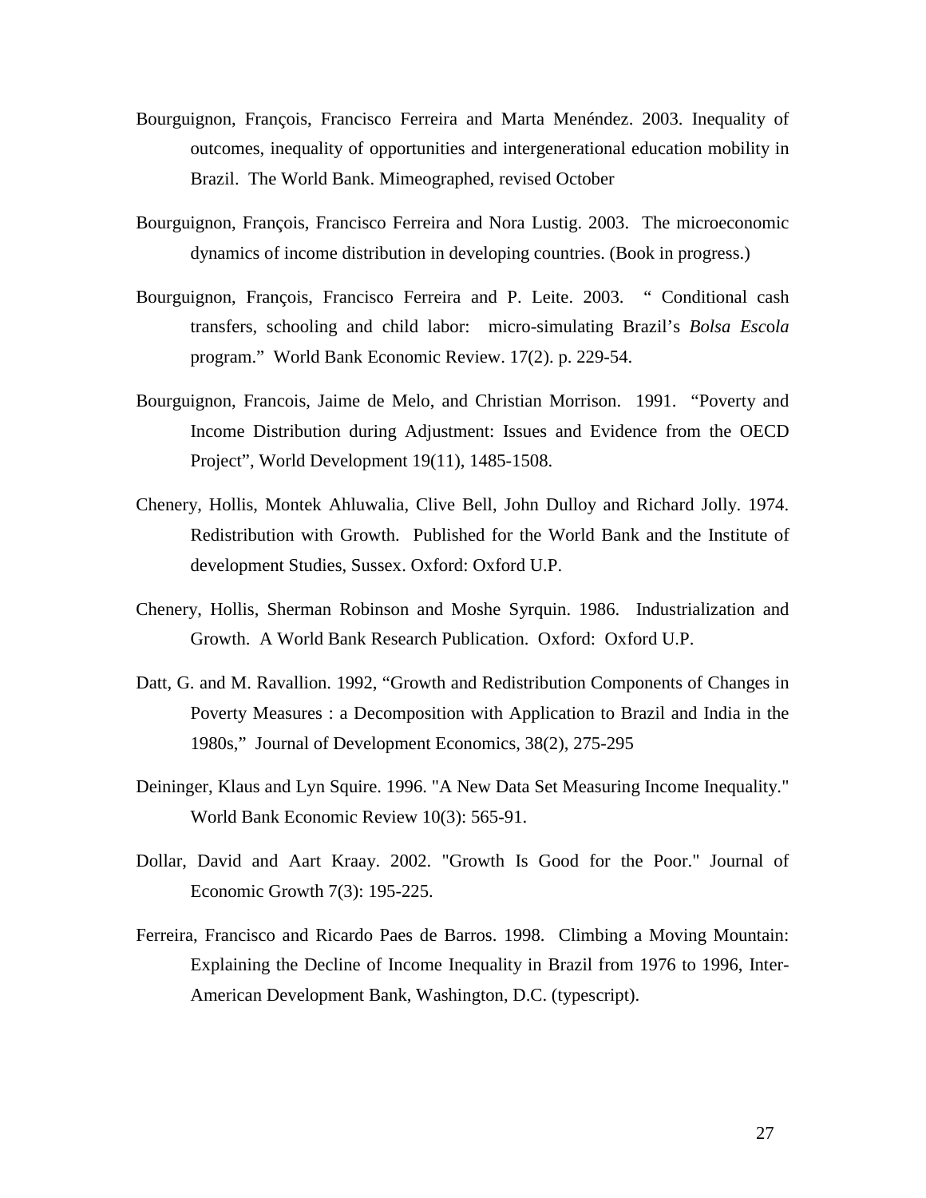Bourguignon, François, Francisco Ferreira and Marta Menéndez. 2003. Inequality of outcomes, inequality of opportunities and intergenerational education mobility in Brazil. The World Bank. Mimeographed, revised October

Bourguignon, François, Francisco Ferreira and Nora Lustig. 2003. The microeconomic dynamics of income distribution in developing countries. (Book in progress.)

Bourguignon, François, Francisco Ferreira and P. Leite. 2003. " Conditional cash transfers, schooling and child labor: micro-simulating Brazil's *Bolsa Escola* program." World Bank Economic Review. 17(2). p. 229-54.

Bourguignon, Francois, Jaime de Melo, and Christian Morrison. 1991. "Poverty and Income Distribution during Adjustment: Issues and Evidence from the OECD Project", World Development 19(11), 1485-1508.

Chenery, Hollis, Montek Ahluwalia, Clive Bell, John Dulloy and Richard Jolly. 1974. Redistribution with Growth. Published for the World Bank and the Institute of development Studies, Sussex. Oxford: Oxford U.P.

Chenery, Hollis, Sherman Robinson and Moshe Syrquin. 1986. Industrialization and Growth. A World Bank Research Publication. Oxford: Oxford U.P.

Datt, G. and M. Ravallion. 1992, "Growth and Redistribution Components of Changes in Poverty Measures : a Decomposition with Application to Brazil and India in the 1980s," Journal of Development Economics, 38(2), 275-295

Deininger, Klaus and Lyn Squire. 1996. "A New Data Set Measuring Income Inequality." World Bank Economic Review 10(3): 565-91.

Dollar, David and Aart Kraay. 2002. "Growth Is Good for the Poor." Journal of Economic Growth 7(3): 195-225.

Ferreira, Francisco and Ricardo Paes de Barros. 1998. Climbing a Moving Mountain: Explaining the Decline of Income Inequality in Brazil from 1976 to 1996, Inter-American Development Bank, Washington, D.C. (typescript).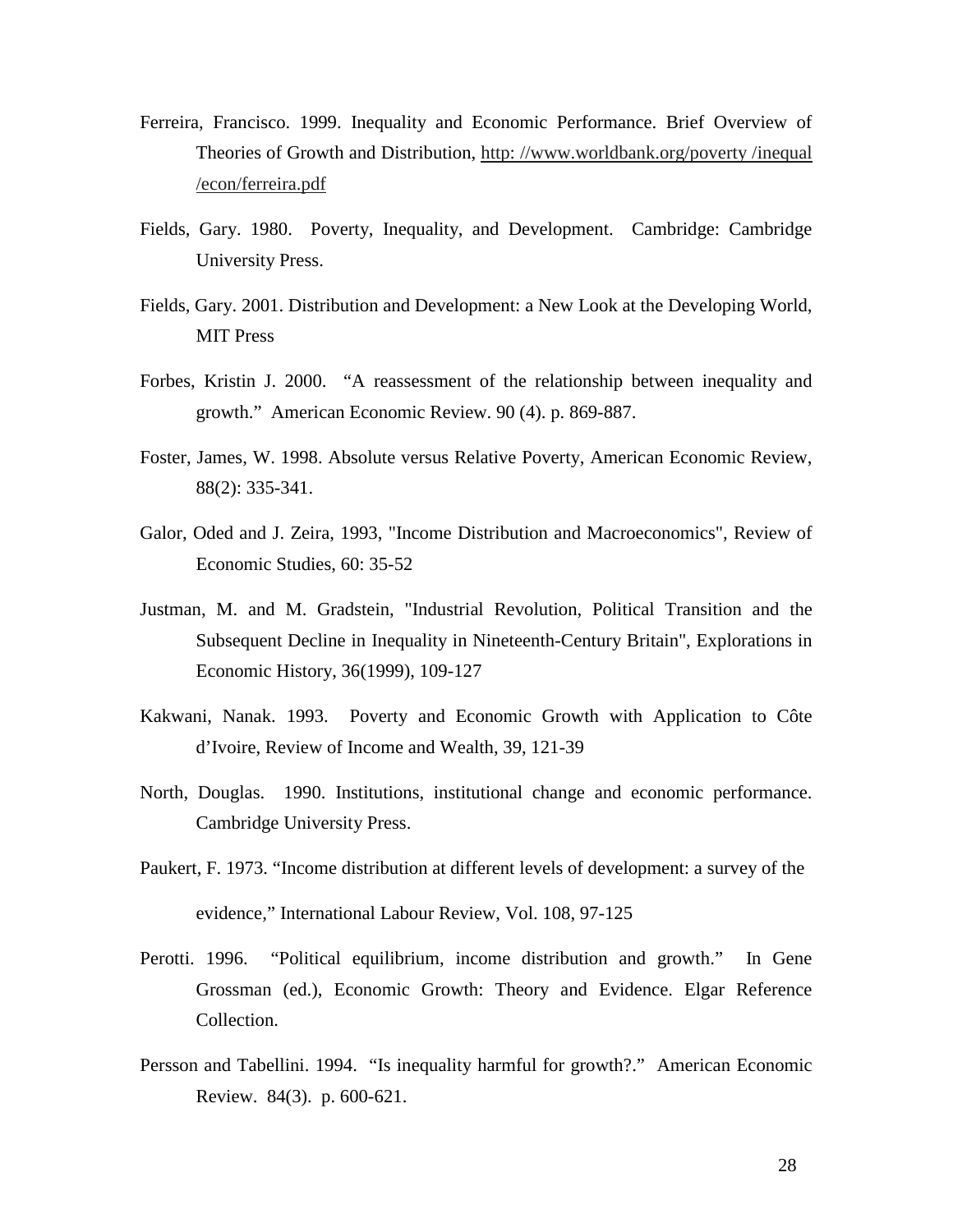Ferreira, Francisco. 1999. Inequality and Economic Performance. Brief Overview of Theories of Growth and Distribution, http: //www.worldbank.org/poverty /inequal /econ/ferreira.pdf

Fields, Gary. 1980. Poverty, Inequality, and Development. Cambridge: Cambridge University Press.

Fields, Gary. 2001. Distribution and Development: a New Look at the Developing World, MIT Press

Forbes, Kristin J. 2000. "A reassessment of the relationship between inequality and growth." American Economic Review. 90 (4). p. 869-887.

Foster, James, W. 1998. Absolute versus Relative Poverty, American Economic Review, 88(2): 335-341.

Galor, Oded and J. Zeira, 1993, "Income Distribution and Macroeconomics", Review of Economic Studies, 60: 35-52

Justman, M. and M. Gradstein, "Industrial Revolution, Political Transition and the Subsequent Decline in Inequality in Nineteenth-Century Britain", Explorations in Economic History, 36(1999), 109-127

Kakwani, Nanak. 1993. Poverty and Economic Growth with Application to Côte d'Ivoire, Review of Income and Wealth, 39, 121-39

North, Douglas. 1990. Institutions, institutional change and economic performance. Cambridge University Press.

Paukert, F. 1973. "Income distribution at different levels of development: a survey of the evidence," International Labour Review, Vol. 108, 97-125

Perotti. 1996. "Political equilibrium, income distribution and growth." In Gene Grossman (ed.), Economic Growth: Theory and Evidence. Elgar Reference Collection.

Persson and Tabellini. 1994. "Is inequality harmful for growth?." American Economic Review. 84(3). p. 600-621.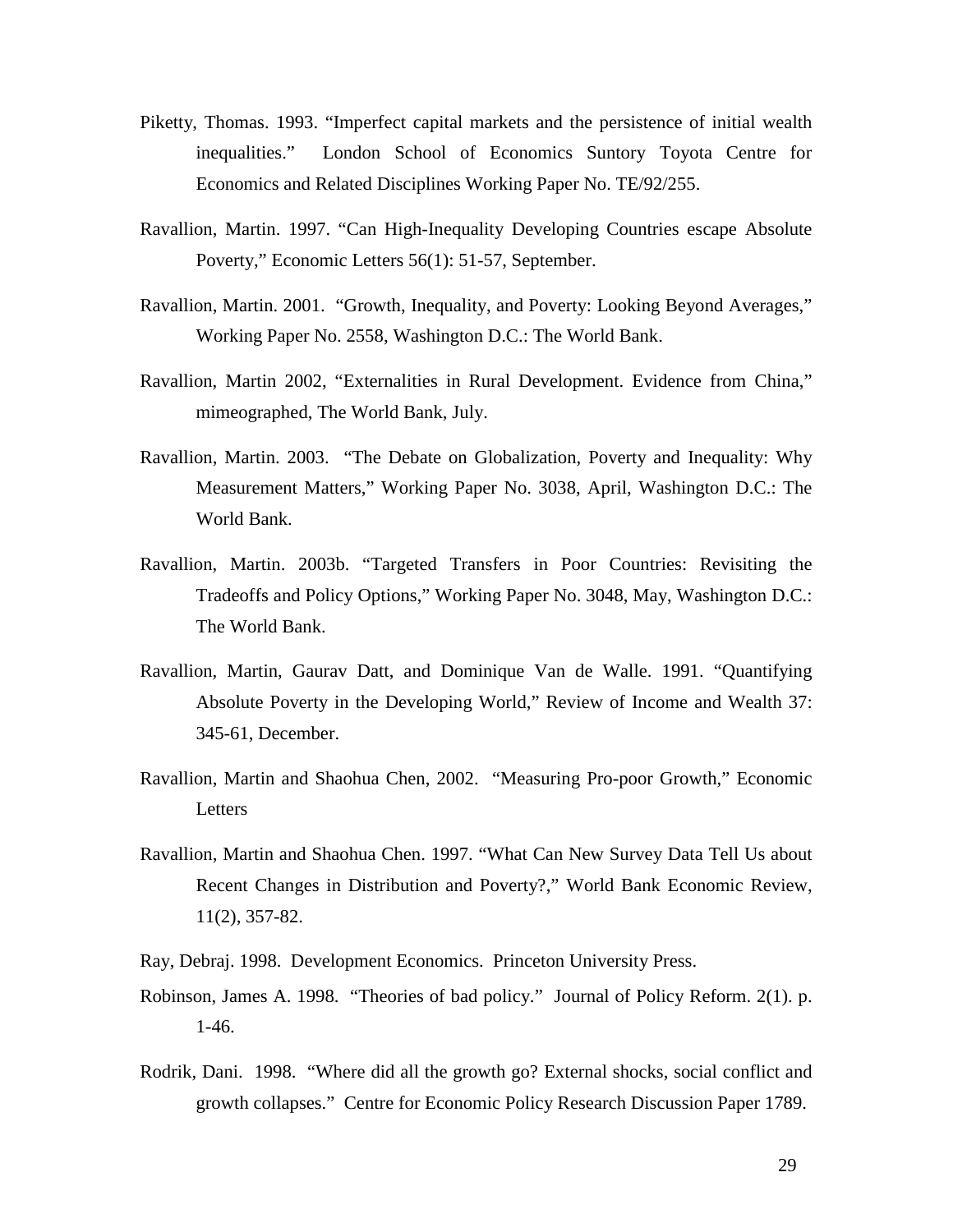Piketty, Thomas. 1993. "Imperfect capital markets and the persistence of initial wealth inequalities." London School of Economics Suntory Toyota Centre for Economics and Related Disciplines Working Paper No. TE/92/255.

Ravallion, Martin. 1997. "Can High-Inequality Developing Countries escape Absolute Poverty," Economic Letters 56(1): 51-57, September.

Ravallion, Martin. 2001. "Growth, Inequality, and Poverty: Looking Beyond Averages," Working Paper No. 2558, Washington D.C.: The World Bank.

Ravallion, Martin 2002, "Externalities in Rural Development. Evidence from China," mimeographed, The World Bank, July.

Ravallion, Martin. 2003. "The Debate on Globalization, Poverty and Inequality: Why Measurement Matters," Working Paper No. 3038, April, Washington D.C.: The World Bank.

Ravallion, Martin. 2003b. "Targeted Transfers in Poor Countries: Revisiting the Tradeoffs and Policy Options," Working Paper No. 3048, May, Washington D.C.: The World Bank.

Ravallion, Martin, Gaurav Datt, and Dominique Van de Walle. 1991. "Quantifying Absolute Poverty in the Developing World," Review of Income and Wealth 37: 345-61, December.

Ravallion, Martin and Shaohua Chen, 2002. "Measuring Pro-poor Growth," Economic Letters

Ravallion, Martin and Shaohua Chen. 1997. "What Can New Survey Data Tell Us about Recent Changes in Distribution and Poverty?," World Bank Economic Review, 11(2), 357-82.

Ray, Debraj. 1998. Development Economics. Princeton University Press.

Robinson, James A. 1998. "Theories of bad policy." Journal of Policy Reform. 2(1). p. 1-46.

Rodrik, Dani. 1998. "Where did all the growth go? External shocks, social conflict and growth collapses." Centre for Economic Policy Research Discussion Paper 1789.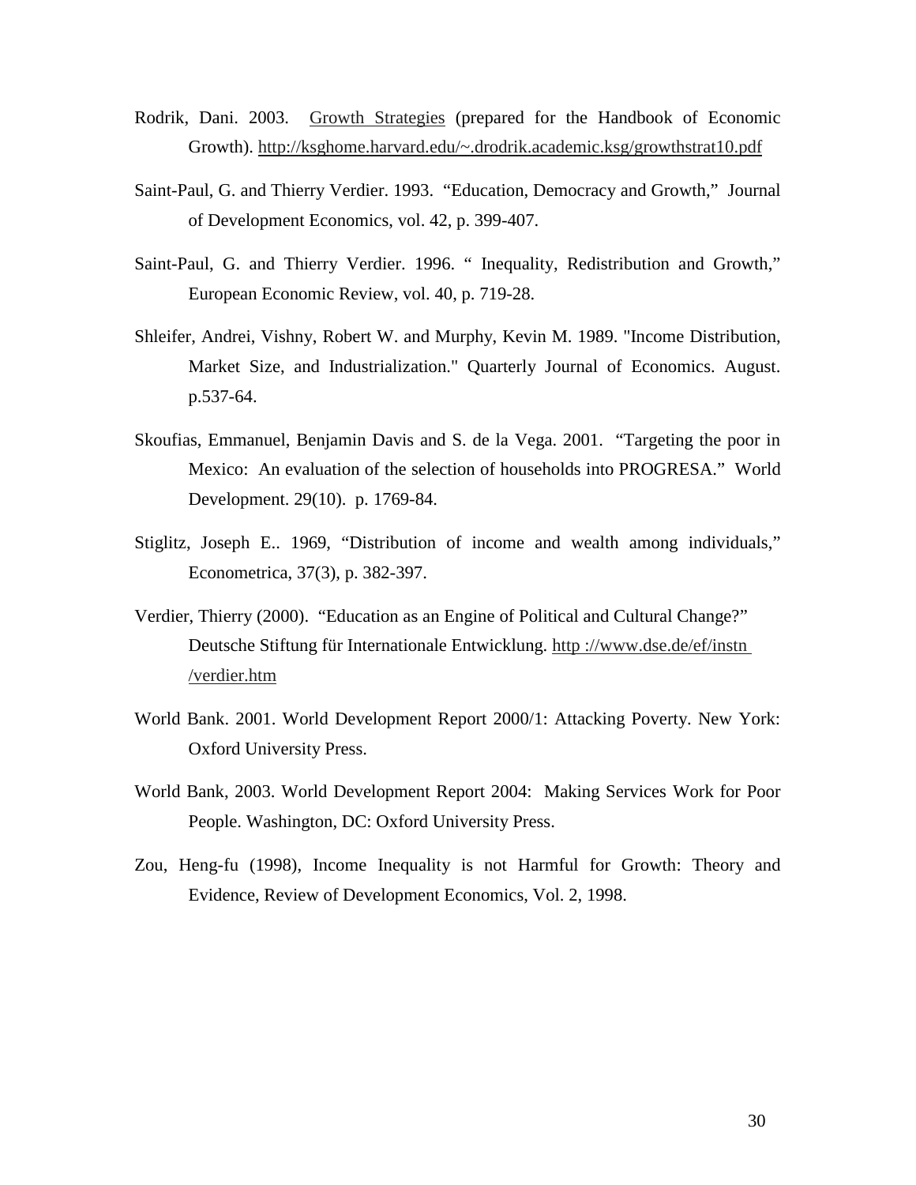Rodrik, Dani. 2003. Growth Strategies (prepared for the Handbook of Economic Growth). http://ksghome.harvard.edu/~.drodrik.academic.ksg/growthstrat10.pdf

Saint-Paul, G. and Thierry Verdier. 1993. "Education, Democracy and Growth," Journal of Development Economics, vol. 42, p. 399-407.

Saint-Paul, G. and Thierry Verdier. 1996. " Inequality, Redistribution and Growth," European Economic Review, vol. 40, p. 719-28.

Shleifer, Andrei, Vishny, Robert W. and Murphy, Kevin M. 1989. "Income Distribution, Market Size, and Industrialization." Quarterly Journal of Economics. August. p.537-64.

Skoufias, Emmanuel, Benjamin Davis and S. de la Vega. 2001. "Targeting the poor in Mexico: An evaluation of the selection of households into PROGRESA." World Development. 29(10). p. 1769-84.

Stiglitz, Joseph E.. 1969, "Distribution of income and wealth among individuals," Econometrica, 37(3), p. 382-397.

Verdier, Thierry (2000). "Education as an Engine of Political and Cultural Change?" Deutsche Stiftung für Internationale Entwicklung. http ://www.dse.de/ef/instn /verdier.htm

World Bank. 2001. World Development Report 2000/1: Attacking Poverty. New York: Oxford University Press.

World Bank, 2003. World Development Report 2004: Making Services Work for Poor People. Washington, DC: Oxford University Press.

Zou, Heng-fu (1998), Income Inequality is not Harmful for Growth: Theory and Evidence, Review of Development Economics, Vol. 2, 1998.